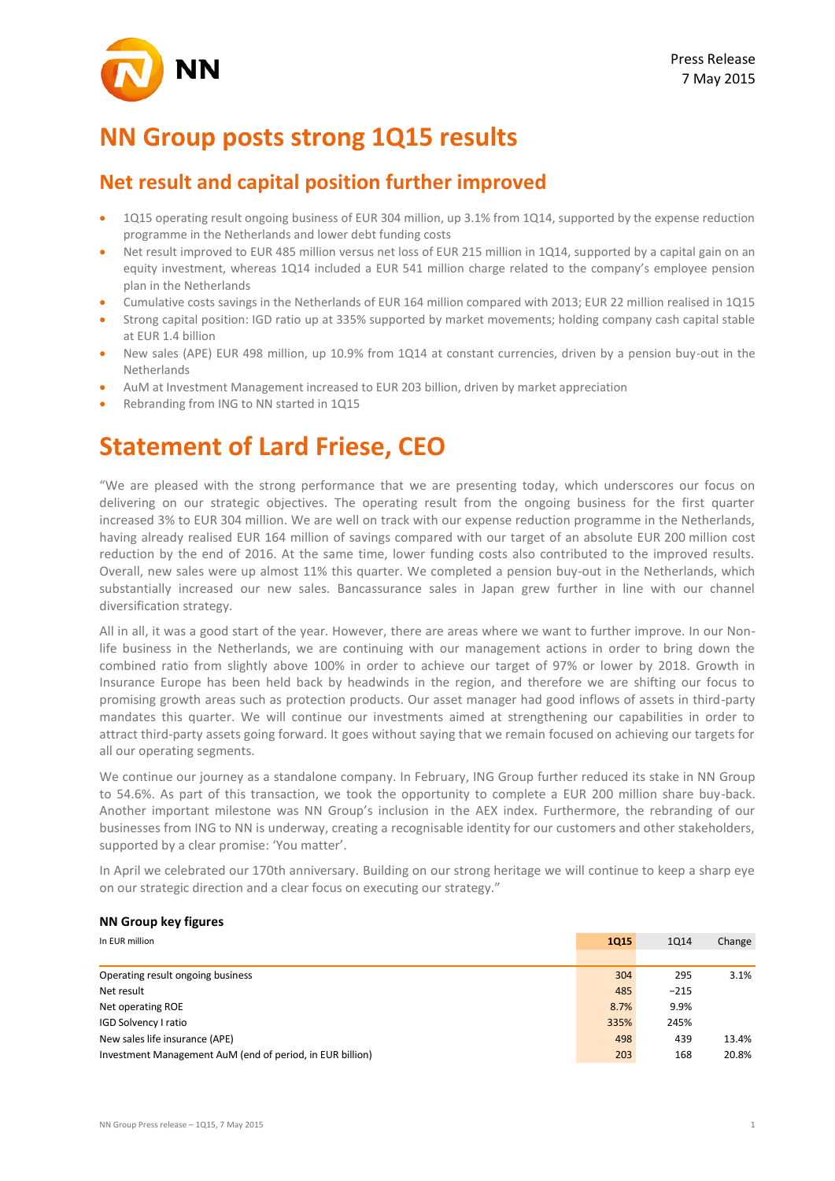Press Release
7 May 2015

# NN Group posts strong 1Q15 results

## Net result and capital position further improved

- 1Q15 operating result ongoing business of EUR 304 million, up 3.1% from 1Q14, supported by the expense reduction programme in the Netherlands and lower debt funding costs
- Net result improved to EUR 485 million versus net loss of EUR 215 million in 1Q14, supported by a capital gain on an equity investment, whereas 1Q14 included a EUR 541 million charge related to the company's employee pension plan in the Netherlands
- Cumulative costs savings in the Netherlands of EUR 164 million compared with 2013; EUR 22 million realised in 1Q15
- Strong capital position: IGD ratio up at 335% supported by market movements; holding company cash capital stable at EUR 1.4 billion
- New sales (APE) EUR 498 million, up 10.9% from 1Q14 at constant currencies, driven by a pension buy-out in the Netherlands
- AuM at Investment Management increased to EUR 203 billion, driven by market appreciation
- Rebranding from ING to NN started in 1Q15

# Statement of Lard Friese, CEO

"We are pleased with the strong performance that we are presenting today, which underscores our focus on delivering on our strategic objectives. The operating result from the ongoing business for the first quarter increased 3% to EUR 304 million. We are well on track with our expense reduction programme in the Netherlands, having already realised EUR 164 million of savings compared with our target of an absolute EUR 200 million cost reduction by the end of 2016. At the same time, lower funding costs also contributed to the improved results. Overall, new sales were up almost 11% this quarter. We completed a pension buy-out in the Netherlands, which substantially increased our new sales. Bancassurance sales in Japan grew further in line with our channel diversification strategy.

All in all, it was a good start of the year. However, there are areas where we want to further improve. In our Non-life business in the Netherlands, we are continuing with our management actions in order to bring down the combined ratio from slightly above 100% in order to achieve our target of 97% or lower by 2018. Growth in Insurance Europe has been held back by headwinds in the region, and therefore we are shifting our focus to promising growth areas such as protection products. Our asset manager had good inflows of assets in third-party mandates this quarter. We will continue our investments aimed at strengthening our capabilities in order to attract third-party assets going forward. It goes without saying that we remain focused on achieving our targets for all our operating segments.

We continue our journey as a standalone company. In February, ING Group further reduced its stake in NN Group to 54.6%. As part of this transaction, we took the opportunity to complete a EUR 200 million share buy-back. Another important milestone was NN Group's inclusion in the AEX index. Furthermore, the rebranding of our businesses from ING to NN is underway, creating a recognisable identity for our customers and other stakeholders, supported by a clear promise: 'You matter'.

In April we celebrated our 170th anniversary. Building on our strong heritage we will continue to keep a sharp eye on our strategic direction and a clear focus on executing our strategy."

**NN Group key figures**

| In EUR million | 1Q15 | 1Q14 | Change |
|---|---|---|---|
| Operating result ongoing business | 304 | 295 | 3.1% |
| Net result | 485 | −215 | |
| Net operating ROE | 8.7% | 9.9% | |
| IGD Solvency I ratio | 335% | 245% | |
| New sales life insurance (APE) | 498 | 439 | 13.4% |
| Investment Management AuM (end of period, in EUR billion) | 203 | 168 | 20.8% |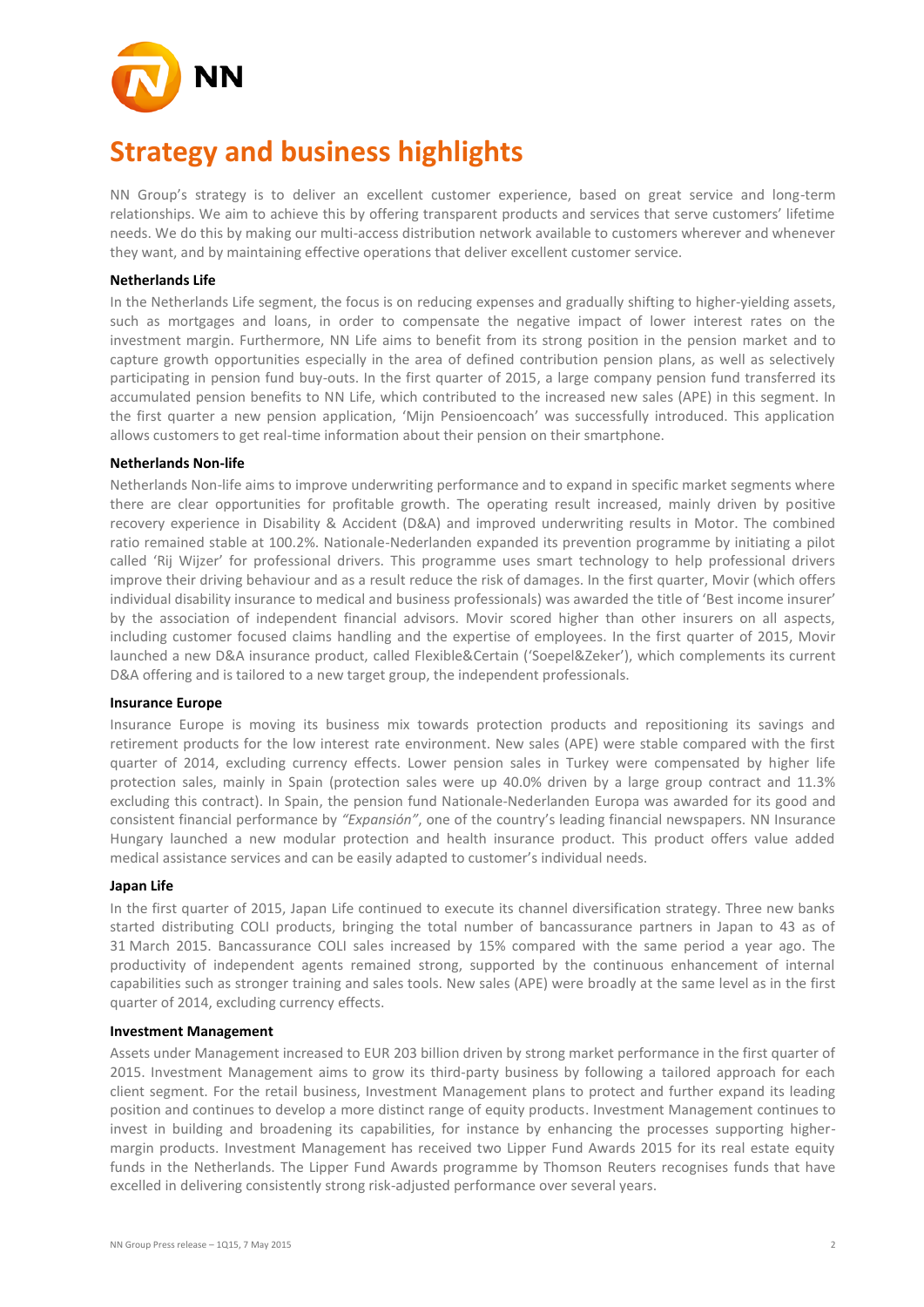# Strategy and business highlights

NN Group's strategy is to deliver an excellent customer experience, based on great service and long-term relationships. We aim to achieve this by offering transparent products and services that serve customers' lifetime needs. We do this by making our multi-access distribution network available to customers wherever and whenever they want, and by maintaining effective operations that deliver excellent customer service.

**Netherlands Life**

In the Netherlands Life segment, the focus is on reducing expenses and gradually shifting to higher-yielding assets, such as mortgages and loans, in order to compensate the negative impact of lower interest rates on the investment margin. Furthermore, NN Life aims to benefit from its strong position in the pension market and to capture growth opportunities especially in the area of defined contribution pension plans, as well as selectively participating in pension fund buy-outs. In the first quarter of 2015, a large company pension fund transferred its accumulated pension benefits to NN Life, which contributed to the increased new sales (APE) in this segment. In the first quarter a new pension application, 'Mijn Pensioencoach' was successfully introduced. This application allows customers to get real-time information about their pension on their smartphone.

**Netherlands Non-life**

Netherlands Non-life aims to improve underwriting performance and to expand in specific market segments where there are clear opportunities for profitable growth. The operating result increased, mainly driven by positive recovery experience in Disability & Accident (D&A) and improved underwriting results in Motor. The combined ratio remained stable at 100.2%. Nationale-Nederlanden expanded its prevention programme by initiating a pilot called 'Rij Wijzer' for professional drivers. This programme uses smart technology to help professional drivers improve their driving behaviour and as a result reduce the risk of damages. In the first quarter, Movir (which offers individual disability insurance to medical and business professionals) was awarded the title of 'Best income insurer' by the association of independent financial advisors. Movir scored higher than other insurers on all aspects, including customer focused claims handling and the expertise of employees. In the first quarter of 2015, Movir launched a new D&A insurance product, called Flexible&Certain ('Soepel&Zeker'), which complements its current D&A offering and is tailored to a new target group, the independent professionals.

**Insurance Europe**

Insurance Europe is moving its business mix towards protection products and repositioning its savings and retirement products for the low interest rate environment. New sales (APE) were stable compared with the first quarter of 2014, excluding currency effects. Lower pension sales in Turkey were compensated by higher life protection sales, mainly in Spain (protection sales were up 40.0% driven by a large group contract and 11.3% excluding this contract). In Spain, the pension fund Nationale-Nederlanden Europa was awarded for its good and consistent financial performance by *"Expansión"*, one of the country's leading financial newspapers. NN Insurance Hungary launched a new modular protection and health insurance product. This product offers value added medical assistance services and can be easily adapted to customer's individual needs.

**Japan Life**

In the first quarter of 2015, Japan Life continued to execute its channel diversification strategy. Three new banks started distributing COLI products, bringing the total number of bancassurance partners in Japan to 43 as of 31 March 2015. Bancassurance COLI sales increased by 15% compared with the same period a year ago. The productivity of independent agents remained strong, supported by the continuous enhancement of internal capabilities such as stronger training and sales tools. New sales (APE) were broadly at the same level as in the first quarter of 2014, excluding currency effects.

**Investment Management**

Assets under Management increased to EUR 203 billion driven by strong market performance in the first quarter of 2015. Investment Management aims to grow its third-party business by following a tailored approach for each client segment. For the retail business, Investment Management plans to protect and further expand its leading position and continues to develop a more distinct range of equity products. Investment Management continues to invest in building and broadening its capabilities, for instance by enhancing the processes supporting higher-margin products. Investment Management has received two Lipper Fund Awards 2015 for its real estate equity funds in the Netherlands. The Lipper Fund Awards programme by Thomson Reuters recognises funds that have excelled in delivering consistently strong risk-adjusted performance over several years.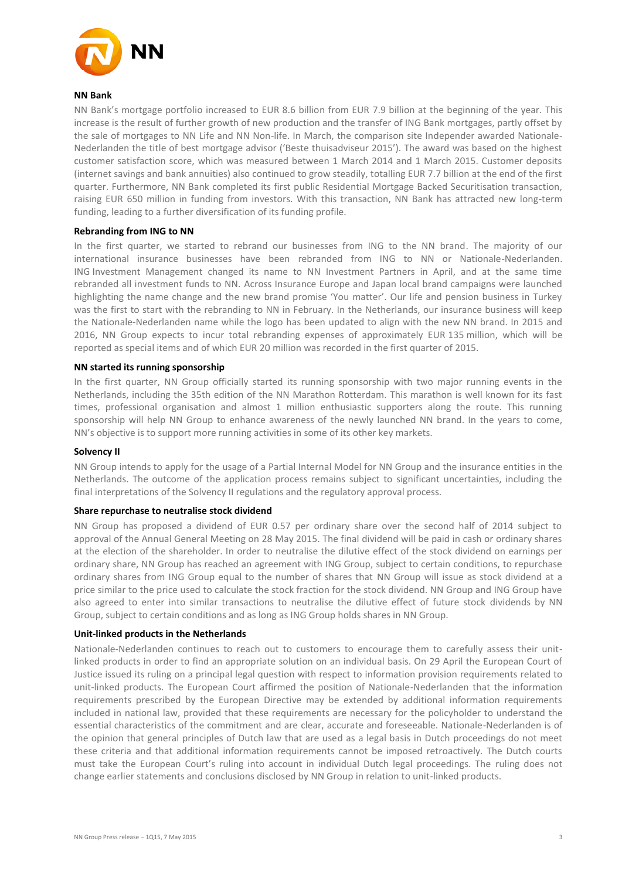### NN Bank

NN Bank's mortgage portfolio increased to EUR 8.6 billion from EUR 7.9 billion at the beginning of the year. This increase is the result of further growth of new production and the transfer of ING Bank mortgages, partly offset by the sale of mortgages to NN Life and NN Non-life. In March, the comparison site Independer awarded Nationale-Nederlanden the title of best mortgage advisor ('Beste thuisadviseur 2015'). The award was based on the highest customer satisfaction score, which was measured between 1 March 2014 and 1 March 2015. Customer deposits (internet savings and bank annuities) also continued to grow steadily, totalling EUR 7.7 billion at the end of the first quarter. Furthermore, NN Bank completed its first public Residential Mortgage Backed Securitisation transaction, raising EUR 650 million in funding from investors. With this transaction, NN Bank has attracted new long-term funding, leading to a further diversification of its funding profile.

### Rebranding from ING to NN

In the first quarter, we started to rebrand our businesses from ING to the NN brand. The majority of our international insurance businesses have been rebranded from ING to NN or Nationale-Nederlanden. ING Investment Management changed its name to NN Investment Partners in April, and at the same time rebranded all investment funds to NN. Across Insurance Europe and Japan local brand campaigns were launched highlighting the name change and the new brand promise 'You matter'. Our life and pension business in Turkey was the first to start with the rebranding to NN in February. In the Netherlands, our insurance business will keep the Nationale-Nederlanden name while the logo has been updated to align with the new NN brand. In 2015 and 2016, NN Group expects to incur total rebranding expenses of approximately EUR 135 million, which will be reported as special items and of which EUR 20 million was recorded in the first quarter of 2015.

### NN started its running sponsorship

In the first quarter, NN Group officially started its running sponsorship with two major running events in the Netherlands, including the 35th edition of the NN Marathon Rotterdam. This marathon is well known for its fast times, professional organisation and almost 1 million enthusiastic supporters along the route. This running sponsorship will help NN Group to enhance awareness of the newly launched NN brand. In the years to come, NN's objective is to support more running activities in some of its other key markets.

### Solvency II

NN Group intends to apply for the usage of a Partial Internal Model for NN Group and the insurance entities in the Netherlands. The outcome of the application process remains subject to significant uncertainties, including the final interpretations of the Solvency II regulations and the regulatory approval process.

### Share repurchase to neutralise stock dividend

NN Group has proposed a dividend of EUR 0.57 per ordinary share over the second half of 2014 subject to approval of the Annual General Meeting on 28 May 2015. The final dividend will be paid in cash or ordinary shares at the election of the shareholder. In order to neutralise the dilutive effect of the stock dividend on earnings per ordinary share, NN Group has reached an agreement with ING Group, subject to certain conditions, to repurchase ordinary shares from ING Group equal to the number of shares that NN Group will issue as stock dividend at a price similar to the price used to calculate the stock fraction for the stock dividend. NN Group and ING Group have also agreed to enter into similar transactions to neutralise the dilutive effect of future stock dividends by NN Group, subject to certain conditions and as long as ING Group holds shares in NN Group.

### Unit-linked products in the Netherlands

Nationale-Nederlanden continues to reach out to customers to encourage them to carefully assess their unit-linked products in order to find an appropriate solution on an individual basis. On 29 April the European Court of Justice issued its ruling on a principal legal question with respect to information provision requirements related to unit-linked products. The European Court affirmed the position of Nationale-Nederlanden that the information requirements prescribed by the European Directive may be extended by additional information requirements included in national law, provided that these requirements are necessary for the policyholder to understand the essential characteristics of the commitment and are clear, accurate and foreseeable. Nationale-Nederlanden is of the opinion that general principles of Dutch law that are used as a legal basis in Dutch proceedings do not meet these criteria and that additional information requirements cannot be imposed retroactively. The Dutch courts must take the European Court's ruling into account in individual Dutch legal proceedings. The ruling does not change earlier statements and conclusions disclosed by NN Group in relation to unit-linked products.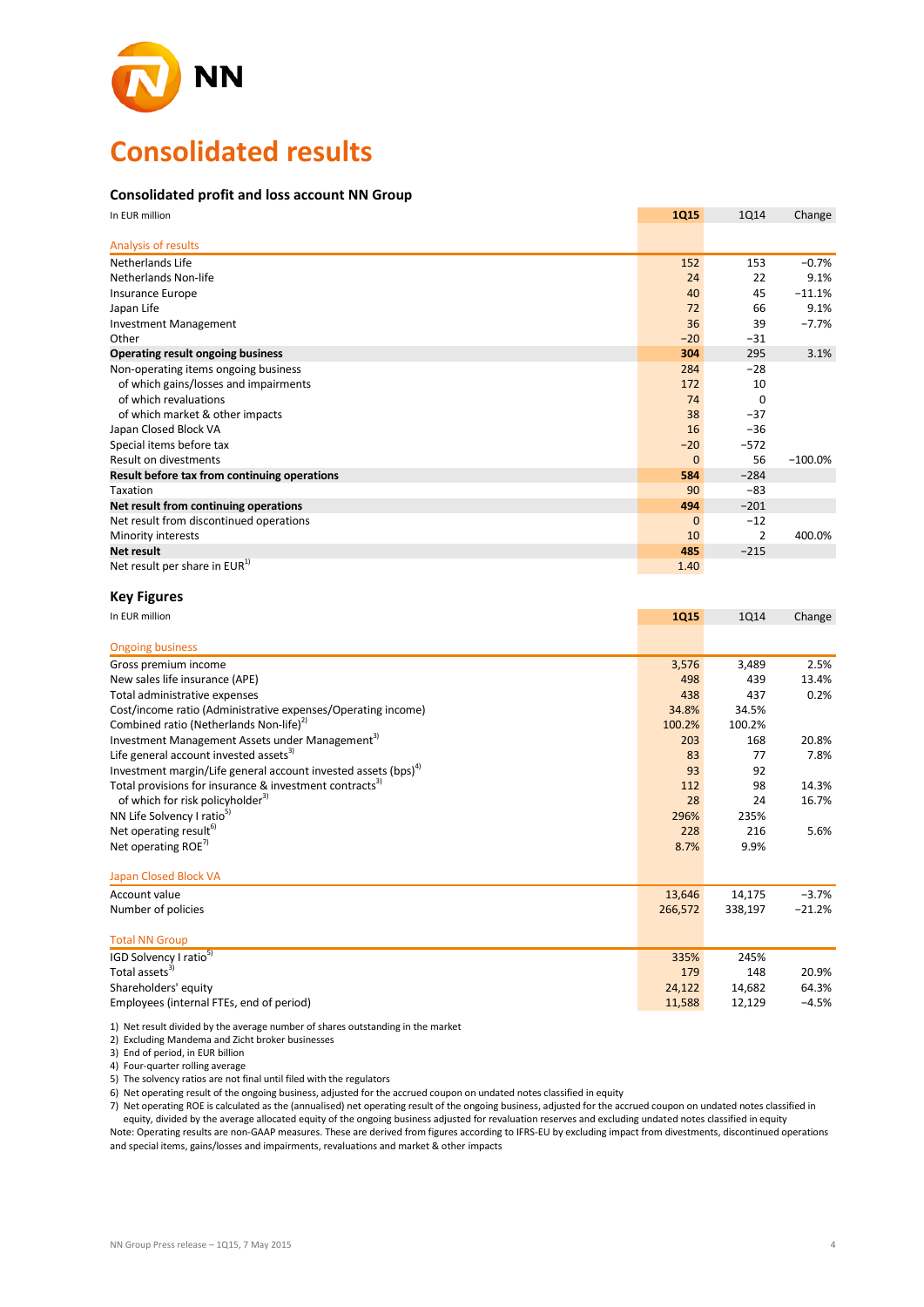# Consolidated results

## Consolidated profit and loss account NN Group

| In EUR million | 1Q15 | 1Q14 | Change |
|---|---|---|---|
| **Analysis of results** | | | |
| Netherlands Life | 152 | 153 | −0.7% |
| Netherlands Non-life | 24 | 22 | 9.1% |
| Insurance Europe | 40 | 45 | −11.1% |
| Japan Life | 72 | 66 | 9.1% |
| Investment Management | 36 | 39 | −7.7% |
| Other | −20 | −31 | |
| **Operating result ongoing business** | **304** | 295 | 3.1% |
| Non-operating items ongoing business | 284 | −28 | |
| of which gains/losses and impairments | 172 | 10 | |
| of which revaluations | 74 | 0 | |
| of which market & other impacts | 38 | −37 | |
| Japan Closed Block VA | 16 | −36 | |
| Special items before tax | −20 | −572 | |
| Result on divestments | 0 | 56 | −100.0% |
| **Result before tax from continuing operations** | **584** | −284 | |
| Taxation | 90 | −83 | |
| **Net result from continuing operations** | **494** | −201 | |
| Net result from discontinued operations | 0 | −12 | |
| Minority interests | 10 | 2 | 400.0% |
| **Net result** | **485** | −215 | |
| Net result per share in EUR[1] | 1.40 | | |

## Key Figures

| In EUR million | 1Q15 | 1Q14 | Change |
|---|---|---|---|
| **Ongoing business** | | | |
| Gross premium income | 3,576 | 3,489 | 2.5% |
| New sales life insurance (APE) | 498 | 439 | 13.4% |
| Total administrative expenses | 438 | 437 | 0.2% |
| Cost/income ratio (Administrative expenses/Operating income) | 34.8% | 34.5% | |
| Combined ratio (Netherlands Non-life)[2] | 100.2% | 100.2% | |
| Investment Management Assets under Management[3] | 203 | 168 | 20.8% |
| Life general account invested assets[3] | 83 | 77 | 7.8% |
| Investment margin/Life general account invested assets (bps)[4] | 93 | 92 | |
| Total provisions for insurance & investment contracts[3] | 112 | 98 | 14.3% |
| of which for risk policyholder[3] | 28 | 24 | 16.7% |
| NN Life Solvency I ratio[5] | 296% | 235% | |
| Net operating result[6] | 228 | 216 | 5.6% |
| Net operating ROE[7] | 8.7% | 9.9% | |
| **Japan Closed Block VA** | | | |
| Account value | 13,646 | 14,175 | −3.7% |
| Number of policies | 266,572 | 338,197 | −21.2% |
| **Total NN Group** | | | |
| IGD Solvency I ratio[5] | 335% | 245% | |
| Total assets[3] | 179 | 148 | 20.9% |
| Shareholders' equity | 24,122 | 14,682 | 64.3% |
| Employees (internal FTEs, end of period) | 11,588 | 12,129 | −4.5% |

1) Net result divided by the average number of shares outstanding in the market
2) Excluding Mandema and Zicht broker businesses
3) End of period, in EUR billion
4) Four-quarter rolling average
5) The solvency ratios are not final until filed with the regulators
6) Net operating result of the ongoing business, adjusted for the accrued coupon on undated notes classified in equity
7) Net operating ROE is calculated as the (annualised) net operating result of the ongoing business, adjusted for the accrued coupon on undated notes classified in equity, divided by the average allocated equity of the ongoing business adjusted for revaluation reserves and excluding undated notes classified in equity

Note: Operating results are non-GAAP measures. These are derived from figures according to IFRS-EU by excluding impact from divestments, discontinued operations and special items, gains/losses and impairments, revaluations and market & other impacts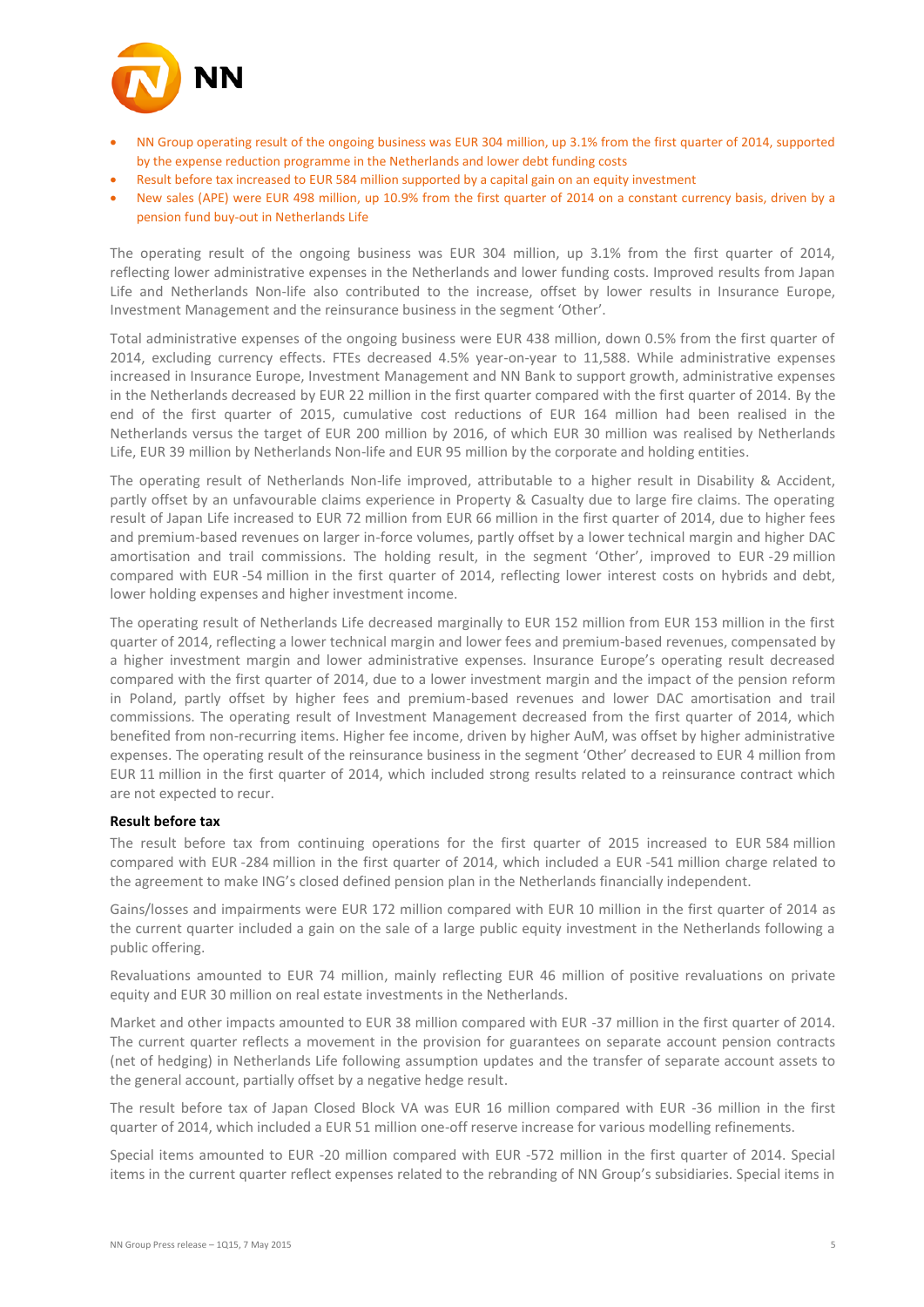- NN Group operating result of the ongoing business was EUR 304 million, up 3.1% from the first quarter of 2014, supported by the expense reduction programme in the Netherlands and lower debt funding costs
- Result before tax increased to EUR 584 million supported by a capital gain on an equity investment
- New sales (APE) were EUR 498 million, up 10.9% from the first quarter of 2014 on a constant currency basis, driven by a pension fund buy-out in Netherlands Life

The operating result of the ongoing business was EUR 304 million, up 3.1% from the first quarter of 2014, reflecting lower administrative expenses in the Netherlands and lower funding costs. Improved results from Japan Life and Netherlands Non-life also contributed to the increase, offset by lower results in Insurance Europe, Investment Management and the reinsurance business in the segment 'Other'.

Total administrative expenses of the ongoing business were EUR 438 million, down 0.5% from the first quarter of 2014, excluding currency effects. FTEs decreased 4.5% year-on-year to 11,588. While administrative expenses increased in Insurance Europe, Investment Management and NN Bank to support growth, administrative expenses in the Netherlands decreased by EUR 22 million in the first quarter compared with the first quarter of 2014. By the end of the first quarter of 2015, cumulative cost reductions of EUR 164 million had been realised in the Netherlands versus the target of EUR 200 million by 2016, of which EUR 30 million was realised by Netherlands Life, EUR 39 million by Netherlands Non-life and EUR 95 million by the corporate and holding entities.

The operating result of Netherlands Non-life improved, attributable to a higher result in Disability & Accident, partly offset by an unfavourable claims experience in Property & Casualty due to large fire claims. The operating result of Japan Life increased to EUR 72 million from EUR 66 million in the first quarter of 2014, due to higher fees and premium-based revenues on larger in-force volumes, partly offset by a lower technical margin and higher DAC amortisation and trail commissions. The holding result, in the segment 'Other', improved to EUR -29 million compared with EUR -54 million in the first quarter of 2014, reflecting lower interest costs on hybrids and debt, lower holding expenses and higher investment income.

The operating result of Netherlands Life decreased marginally to EUR 152 million from EUR 153 million in the first quarter of 2014, reflecting a lower technical margin and lower fees and premium-based revenues, compensated by a higher investment margin and lower administrative expenses. Insurance Europe's operating result decreased compared with the first quarter of 2014, due to a lower investment margin and the impact of the pension reform in Poland, partly offset by higher fees and premium-based revenues and lower DAC amortisation and trail commissions. The operating result of Investment Management decreased from the first quarter of 2014, which benefited from non-recurring items. Higher fee income, driven by higher AuM, was offset by higher administrative expenses. The operating result of the reinsurance business in the segment 'Other' decreased to EUR 4 million from EUR 11 million in the first quarter of 2014, which included strong results related to a reinsurance contract which are not expected to recur.

**Result before tax**

The result before tax from continuing operations for the first quarter of 2015 increased to EUR 584 million compared with EUR -284 million in the first quarter of 2014, which included a EUR -541 million charge related to the agreement to make ING's closed defined pension plan in the Netherlands financially independent.

Gains/losses and impairments were EUR 172 million compared with EUR 10 million in the first quarter of 2014 as the current quarter included a gain on the sale of a large public equity investment in the Netherlands following a public offering.

Revaluations amounted to EUR 74 million, mainly reflecting EUR 46 million of positive revaluations on private equity and EUR 30 million on real estate investments in the Netherlands.

Market and other impacts amounted to EUR 38 million compared with EUR -37 million in the first quarter of 2014. The current quarter reflects a movement in the provision for guarantees on separate account pension contracts (net of hedging) in Netherlands Life following assumption updates and the transfer of separate account assets to the general account, partially offset by a negative hedge result.

The result before tax of Japan Closed Block VA was EUR 16 million compared with EUR -36 million in the first quarter of 2014, which included a EUR 51 million one-off reserve increase for various modelling refinements.

Special items amounted to EUR -20 million compared with EUR -572 million in the first quarter of 2014. Special items in the current quarter reflect expenses related to the rebranding of NN Group's subsidiaries. Special items in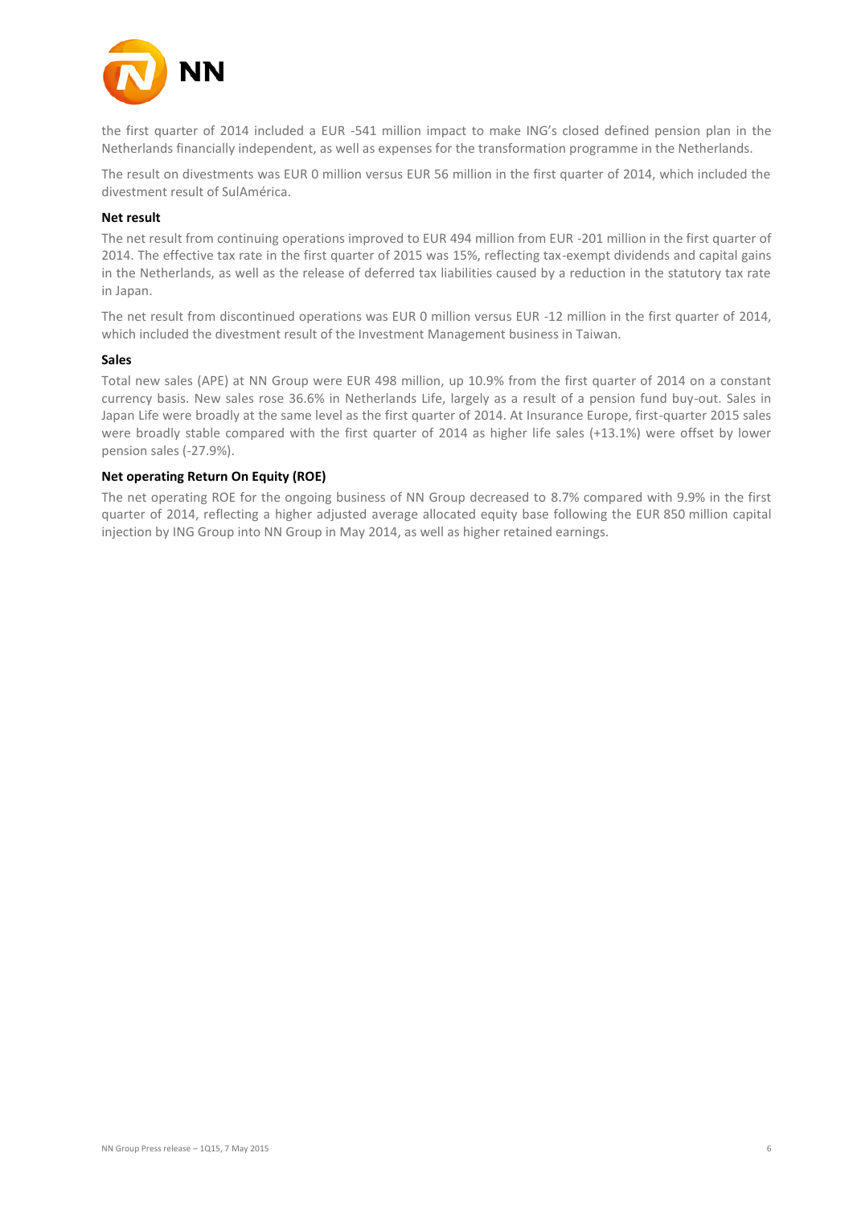the first quarter of 2014 included a EUR -541 million impact to make ING's closed defined pension plan in the Netherlands financially independent, as well as expenses for the transformation programme in the Netherlands.

The result on divestments was EUR 0 million versus EUR 56 million in the first quarter of 2014, which included the divestment result of SulAmérica.

**Net result**

The net result from continuing operations improved to EUR 494 million from EUR -201 million in the first quarter of 2014. The effective tax rate in the first quarter of 2015 was 15%, reflecting tax-exempt dividends and capital gains in the Netherlands, as well as the release of deferred tax liabilities caused by a reduction in the statutory tax rate in Japan.

The net result from discontinued operations was EUR 0 million versus EUR -12 million in the first quarter of 2014, which included the divestment result of the Investment Management business in Taiwan.

**Sales**

Total new sales (APE) at NN Group were EUR 498 million, up 10.9% from the first quarter of 2014 on a constant currency basis. New sales rose 36.6% in Netherlands Life, largely as a result of a pension fund buy-out. Sales in Japan Life were broadly at the same level as the first quarter of 2014. At Insurance Europe, first-quarter 2015 sales were broadly stable compared with the first quarter of 2014 as higher life sales (+13.1%) were offset by lower pension sales (-27.9%).

**Net operating Return On Equity (ROE)**

The net operating ROE for the ongoing business of NN Group decreased to 8.7% compared with 9.9% in the first quarter of 2014, reflecting a higher adjusted average allocated equity base following the EUR 850 million capital injection by ING Group into NN Group in May 2014, as well as higher retained earnings.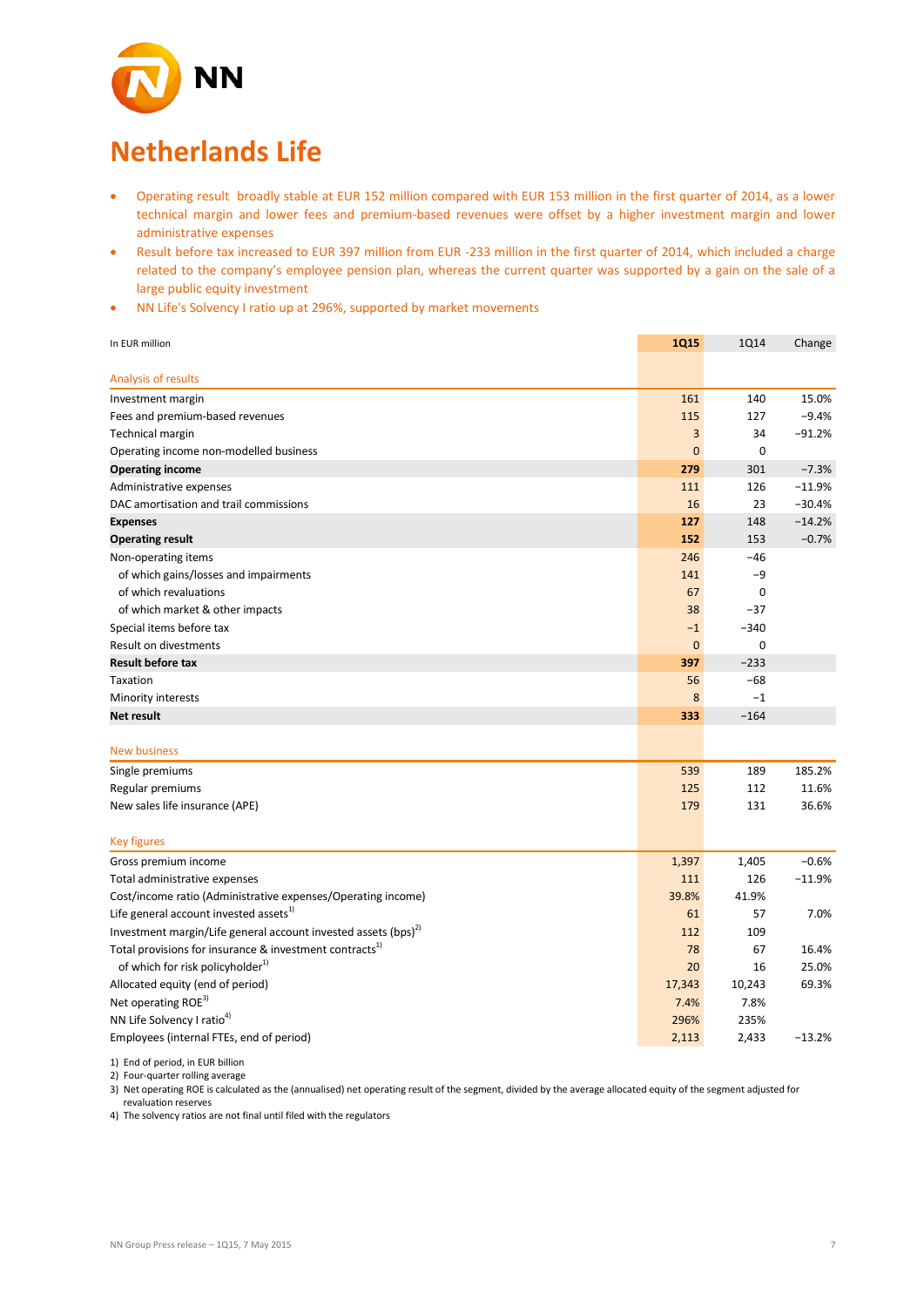# Netherlands Life

- Operating result broadly stable at EUR 152 million compared with EUR 153 million in the first quarter of 2014, as a lower technical margin and lower fees and premium-based revenues were offset by a higher investment margin and lower administrative expenses
- Result before tax increased to EUR 397 million from EUR -233 million in the first quarter of 2014, which included a charge related to the company's employee pension plan, whereas the current quarter was supported by a gain on the sale of a large public equity investment
- NN Life's Solvency I ratio up at 296%, supported by market movements

| In EUR million | 1Q15 | 1Q14 | Change |
|---|---|---|---|
| **Analysis of results** | | | |
| Investment margin | 161 | 140 | 15.0% |
| Fees and premium-based revenues | 115 | 127 | −9.4% |
| Technical margin | 3 | 34 | −91.2% |
| Operating income non-modelled business | 0 | 0 | |
| **Operating income** | **279** | 301 | −7.3% |
| Administrative expenses | 111 | 126 | −11.9% |
| DAC amortisation and trail commissions | 16 | 23 | −30.4% |
| **Expenses** | **127** | 148 | −14.2% |
| **Operating result** | **152** | 153 | −0.7% |
| Non-operating items | 246 | −46 | |
| of which gains/losses and impairments | 141 | −9 | |
| of which revaluations | 67 | 0 | |
| of which market & other impacts | 38 | −37 | |
| Special items before tax | −1 | −340 | |
| Result on divestments | 0 | 0 | |
| **Result before tax** | **397** | −233 | |
| Taxation | 56 | −68 | |
| Minority interests | 8 | −1 | |
| **Net result** | **333** | −164 | |
| **New business** | | | |
| Single premiums | 539 | 189 | 185.2% |
| Regular premiums | 125 | 112 | 11.6% |
| New sales life insurance (APE) | 179 | 131 | 36.6% |
| **Key figures** | | | |
| Gross premium income | 1,397 | 1,405 | −0.6% |
| Total administrative expenses | 111 | 126 | −11.9% |
| Cost/income ratio (Administrative expenses/Operating income) | 39.8% | 41.9% | |
| Life general account invested assets[1] | 61 | 57 | 7.0% |
| Investment margin/Life general account invested assets (bps)[2] | 112 | 109 | |
| Total provisions for insurance & investment contracts[1] | 78 | 67 | 16.4% |
| of which for risk policyholder[1] | 20 | 16 | 25.0% |
| Allocated equity (end of period) | 17,343 | 10,243 | 69.3% |
| Net operating ROE[3] | 7.4% | 7.8% | |
| NN Life Solvency I ratio[4] | 296% | 235% | |
| Employees (internal FTEs, end of period) | 2,113 | 2,433 | −13.2% |

1) End of period, in EUR billion
2) Four-quarter rolling average
3) Net operating ROE is calculated as the (annualised) net operating result of the segment, divided by the average allocated equity of the segment adjusted for revaluation reserves
4) The solvency ratios are not final until filed with the regulators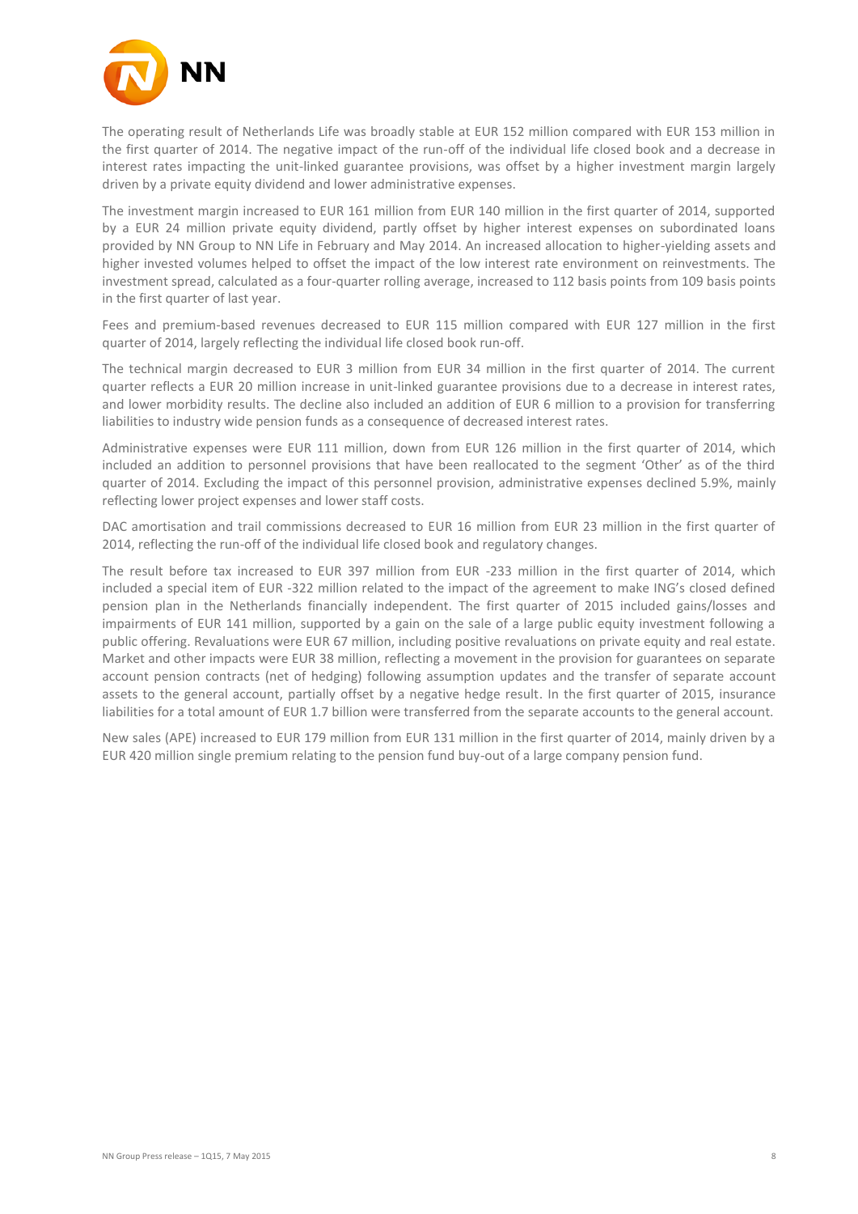The operating result of Netherlands Life was broadly stable at EUR 152 million compared with EUR 153 million in the first quarter of 2014. The negative impact of the run-off of the individual life closed book and a decrease in interest rates impacting the unit-linked guarantee provisions, was offset by a higher investment margin largely driven by a private equity dividend and lower administrative expenses.

The investment margin increased to EUR 161 million from EUR 140 million in the first quarter of 2014, supported by a EUR 24 million private equity dividend, partly offset by higher interest expenses on subordinated loans provided by NN Group to NN Life in February and May 2014. An increased allocation to higher-yielding assets and higher invested volumes helped to offset the impact of the low interest rate environment on reinvestments. The investment spread, calculated as a four-quarter rolling average, increased to 112 basis points from 109 basis points in the first quarter of last year.

Fees and premium-based revenues decreased to EUR 115 million compared with EUR 127 million in the first quarter of 2014, largely reflecting the individual life closed book run-off.

The technical margin decreased to EUR 3 million from EUR 34 million in the first quarter of 2014. The current quarter reflects a EUR 20 million increase in unit-linked guarantee provisions due to a decrease in interest rates, and lower morbidity results. The decline also included an addition of EUR 6 million to a provision for transferring liabilities to industry wide pension funds as a consequence of decreased interest rates.

Administrative expenses were EUR 111 million, down from EUR 126 million in the first quarter of 2014, which included an addition to personnel provisions that have been reallocated to the segment 'Other' as of the third quarter of 2014. Excluding the impact of this personnel provision, administrative expenses declined 5.9%, mainly reflecting lower project expenses and lower staff costs.

DAC amortisation and trail commissions decreased to EUR 16 million from EUR 23 million in the first quarter of 2014, reflecting the run-off of the individual life closed book and regulatory changes.

The result before tax increased to EUR 397 million from EUR -233 million in the first quarter of 2014, which included a special item of EUR -322 million related to the impact of the agreement to make ING's closed defined pension plan in the Netherlands financially independent. The first quarter of 2015 included gains/losses and impairments of EUR 141 million, supported by a gain on the sale of a large public equity investment following a public offering. Revaluations were EUR 67 million, including positive revaluations on private equity and real estate. Market and other impacts were EUR 38 million, reflecting a movement in the provision for guarantees on separate account pension contracts (net of hedging) following assumption updates and the transfer of separate account assets to the general account, partially offset by a negative hedge result. In the first quarter of 2015, insurance liabilities for a total amount of EUR 1.7 billion were transferred from the separate accounts to the general account.

New sales (APE) increased to EUR 179 million from EUR 131 million in the first quarter of 2014, mainly driven by a EUR 420 million single premium relating to the pension fund buy-out of a large company pension fund.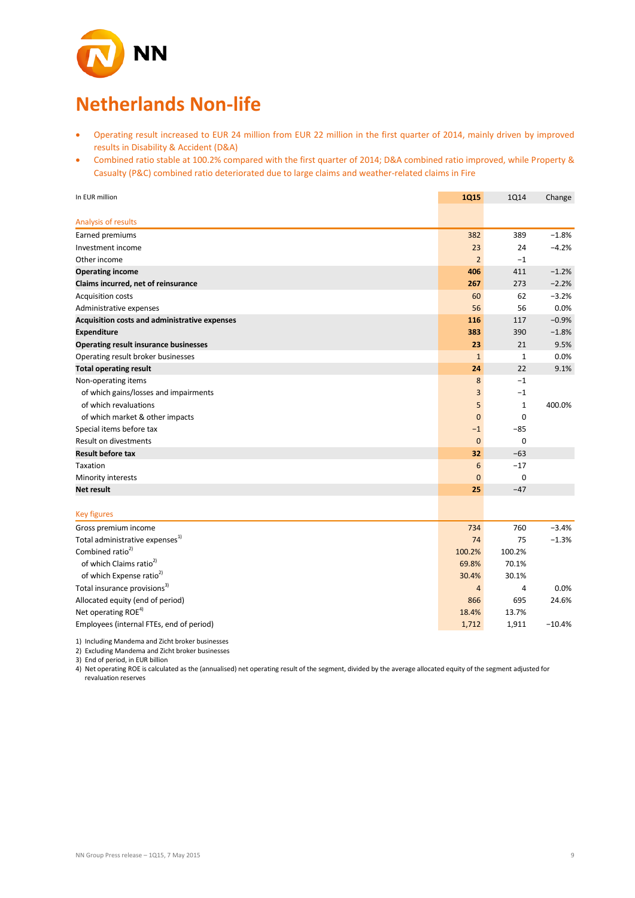# Netherlands Non-life

- Operating result increased to EUR 24 million from EUR 22 million in the first quarter of 2014, mainly driven by improved results in Disability & Accident (D&A)
- Combined ratio stable at 100.2% compared with the first quarter of 2014; D&A combined ratio improved, while Property & Casualty (P&C) combined ratio deteriorated due to large claims and weather-related claims in Fire

| In EUR million | 1Q15 | 1Q14 | Change |
|---|---|---|---|
| **Analysis of results** | | | |
| Earned premiums | 382 | 389 | −1.8% |
| Investment income | 23 | 24 | −4.2% |
| Other income | 2 | −1 | |
| **Operating income** | **406** | 411 | −1.2% |
| **Claims incurred, net of reinsurance** | **267** | 273 | −2.2% |
| Acquisition costs | 60 | 62 | −3.2% |
| Administrative expenses | 56 | 56 | 0.0% |
| **Acquisition costs and administrative expenses** | **116** | 117 | −0.9% |
| **Expenditure** | **383** | 390 | −1.8% |
| **Operating result insurance businesses** | **23** | 21 | 9.5% |
| Operating result broker businesses | 1 | 1 | 0.0% |
| **Total operating result** | **24** | 22 | 9.1% |
| Non-operating items | 8 | −1 | |
| of which gains/losses and impairments | 3 | −1 | |
| of which revaluations | 5 | 1 | 400.0% |
| of which market & other impacts | 0 | 0 | |
| Special items before tax | −1 | −85 | |
| Result on divestments | 0 | 0 | |
| **Result before tax** | **32** | −63 | |
| Taxation | 6 | −17 | |
| Minority interests | 0 | 0 | |
| **Net result** | **25** | −47 | |
| **Key figures** | | | |
| Gross premium income | 734 | 760 | −3.4% |
| Total administrative expenses[1] | 74 | 75 | −1.3% |
| Combined ratio[2] | 100.2% | 100.2% | |
| of which Claims ratio[2] | 69.8% | 70.1% | |
| of which Expense ratio[2] | 30.4% | 30.1% | |
| Total insurance provisions[3] | 4 | 4 | 0.0% |
| Allocated equity (end of period) | 866 | 695 | 24.6% |
| Net operating ROE[4] | 18.4% | 13.7% | |
| Employees (internal FTEs, end of period) | 1,712 | 1,911 | −10.4% |

1) Including Mandema and Zicht broker businesses
2) Excluding Mandema and Zicht broker businesses
3) End of period, in EUR billion
4) Net operating ROE is calculated as the (annualised) net operating result of the segment, divided by the average allocated equity of the segment adjusted for revaluation reserves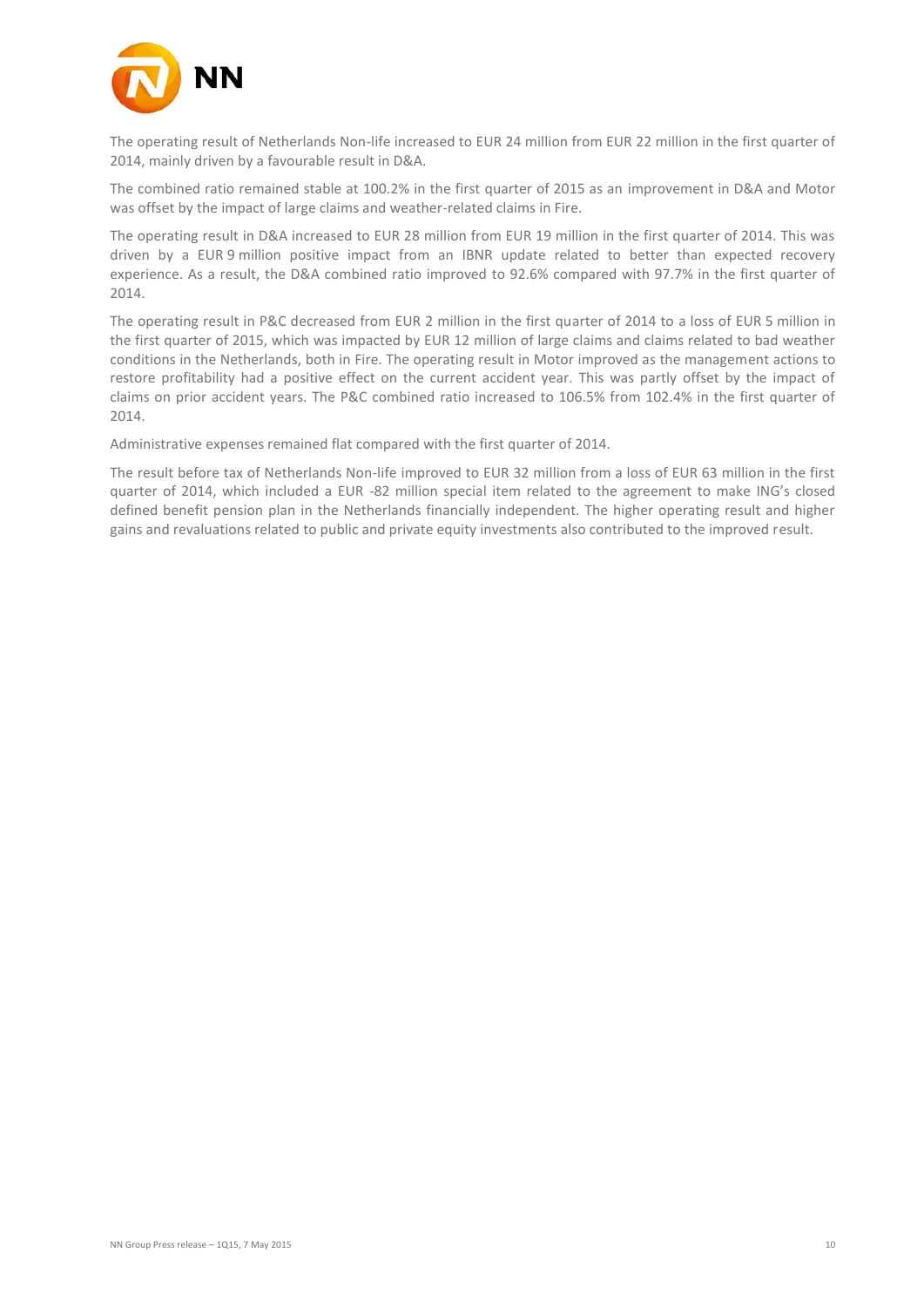The operating result of Netherlands Non-life increased to EUR 24 million from EUR 22 million in the first quarter of 2014, mainly driven by a favourable result in D&A.

The combined ratio remained stable at 100.2% in the first quarter of 2015 as an improvement in D&A and Motor was offset by the impact of large claims and weather-related claims in Fire.

The operating result in D&A increased to EUR 28 million from EUR 19 million in the first quarter of 2014. This was driven by a EUR 9 million positive impact from an IBNR update related to better than expected recovery experience. As a result, the D&A combined ratio improved to 92.6% compared with 97.7% in the first quarter of 2014.

The operating result in P&C decreased from EUR 2 million in the first quarter of 2014 to a loss of EUR 5 million in the first quarter of 2015, which was impacted by EUR 12 million of large claims and claims related to bad weather conditions in the Netherlands, both in Fire. The operating result in Motor improved as the management actions to restore profitability had a positive effect on the current accident year. This was partly offset by the impact of claims on prior accident years. The P&C combined ratio increased to 106.5% from 102.4% in the first quarter of 2014.

Administrative expenses remained flat compared with the first quarter of 2014.

The result before tax of Netherlands Non-life improved to EUR 32 million from a loss of EUR 63 million in the first quarter of 2014, which included a EUR -82 million special item related to the agreement to make ING's closed defined benefit pension plan in the Netherlands financially independent. The higher operating result and higher gains and revaluations related to public and private equity investments also contributed to the improved result.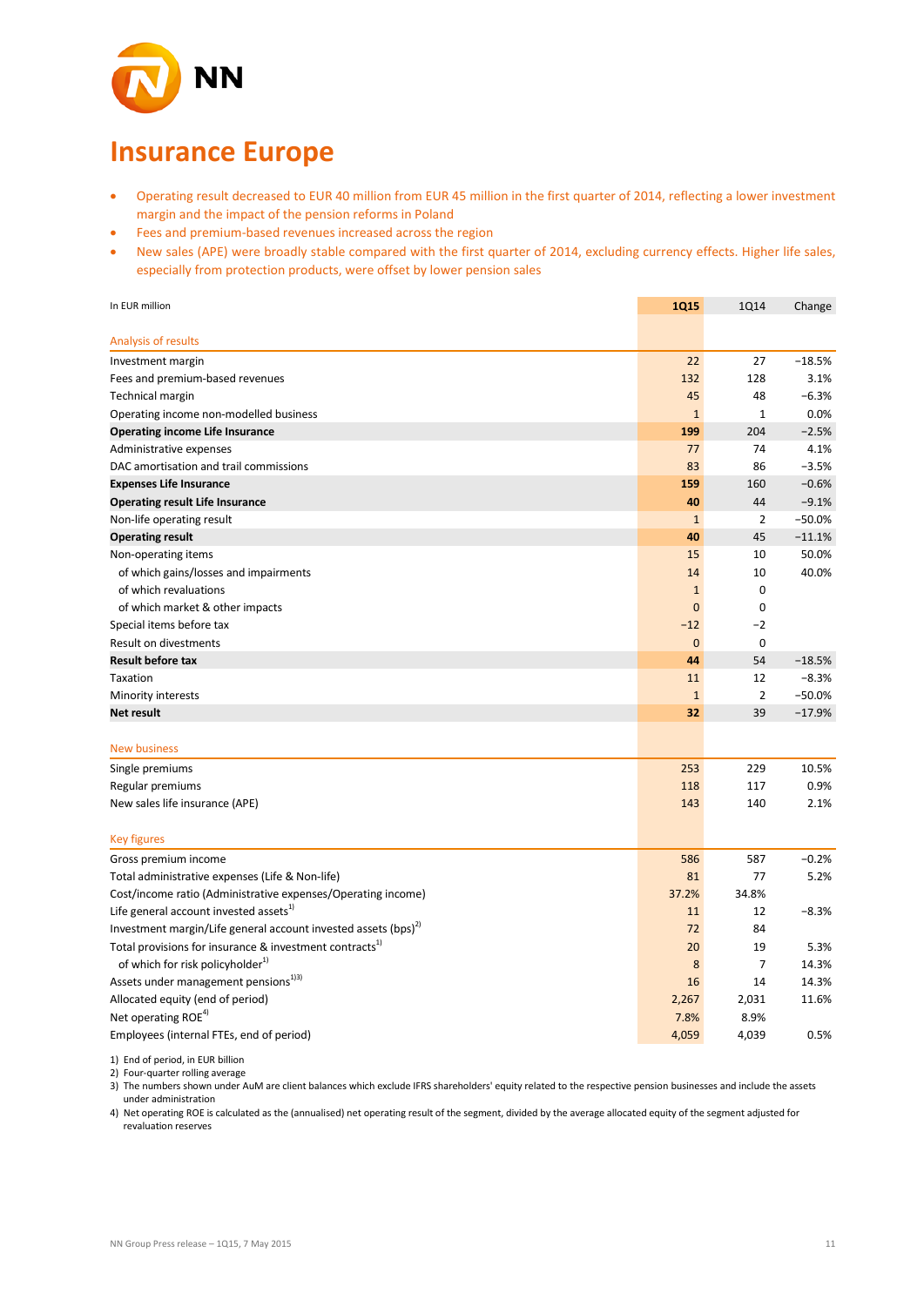# Insurance Europe

- Operating result decreased to EUR 40 million from EUR 45 million in the first quarter of 2014, reflecting a lower investment margin and the impact of the pension reforms in Poland
- Fees and premium-based revenues increased across the region
- New sales (APE) were broadly stable compared with the first quarter of 2014, excluding currency effects. Higher life sales, especially from protection products, were offset by lower pension sales

| In EUR million | 1Q15 | 1Q14 | Change |
|---|---|---|---|
| **Analysis of results** | | | |
| Investment margin | 22 | 27 | −18.5% |
| Fees and premium-based revenues | 132 | 128 | 3.1% |
| Technical margin | 45 | 48 | −6.3% |
| Operating income non-modelled business | 1 | 1 | 0.0% |
| **Operating income Life Insurance** | **199** | 204 | −2.5% |
| Administrative expenses | 77 | 74 | 4.1% |
| DAC amortisation and trail commissions | 83 | 86 | −3.5% |
| **Expenses Life Insurance** | **159** | 160 | −0.6% |
| **Operating result Life Insurance** | **40** | 44 | −9.1% |
| Non-life operating result | 1 | 2 | −50.0% |
| **Operating result** | **40** | 45 | −11.1% |
| Non-operating items | 15 | 10 | 50.0% |
| of which gains/losses and impairments | 14 | 10 | 40.0% |
| of which revaluations | 1 | 0 | |
| of which market & other impacts | 0 | 0 | |
| Special items before tax | −12 | −2 | |
| Result on divestments | 0 | 0 | |
| **Result before tax** | **44** | 54 | −18.5% |
| Taxation | 11 | 12 | −8.3% |
| Minority interests | 1 | 2 | −50.0% |
| **Net result** | **32** | 39 | −17.9% |
| **New business** | | | |
| Single premiums | 253 | 229 | 10.5% |
| Regular premiums | 118 | 117 | 0.9% |
| New sales life insurance (APE) | 143 | 140 | 2.1% |
| **Key figures** | | | |
| Gross premium income | 586 | 587 | −0.2% |
| Total administrative expenses (Life & Non-life) | 81 | 77 | 5.2% |
| Cost/income ratio (Administrative expenses/Operating income) | 37.2% | 34.8% | |
| Life general account invested assets[1] | 11 | 12 | −8.3% |
| Investment margin/Life general account invested assets (bps)[2] | 72 | 84 | |
| Total provisions for insurance & investment contracts[1] | 20 | 19 | 5.3% |
| of which for risk policyholder[1] | 8 | 7 | 14.3% |
| Assets under management pensions[1,3] | 16 | 14 | 14.3% |
| Allocated equity (end of period) | 2,267 | 2,031 | 11.6% |
| Net operating ROE[4] | 7.8% | 8.9% | |
| Employees (internal FTEs, end of period) | 4,059 | 4,039 | 0.5% |

1) End of period, in EUR billion
2) Four-quarter rolling average
3) The numbers shown under AuM are client balances which exclude IFRS shareholders' equity related to the respective pension businesses and include the assets under administration
4) Net operating ROE is calculated as the (annualised) net operating result of the segment, divided by the average allocated equity of the segment adjusted for revaluation reserves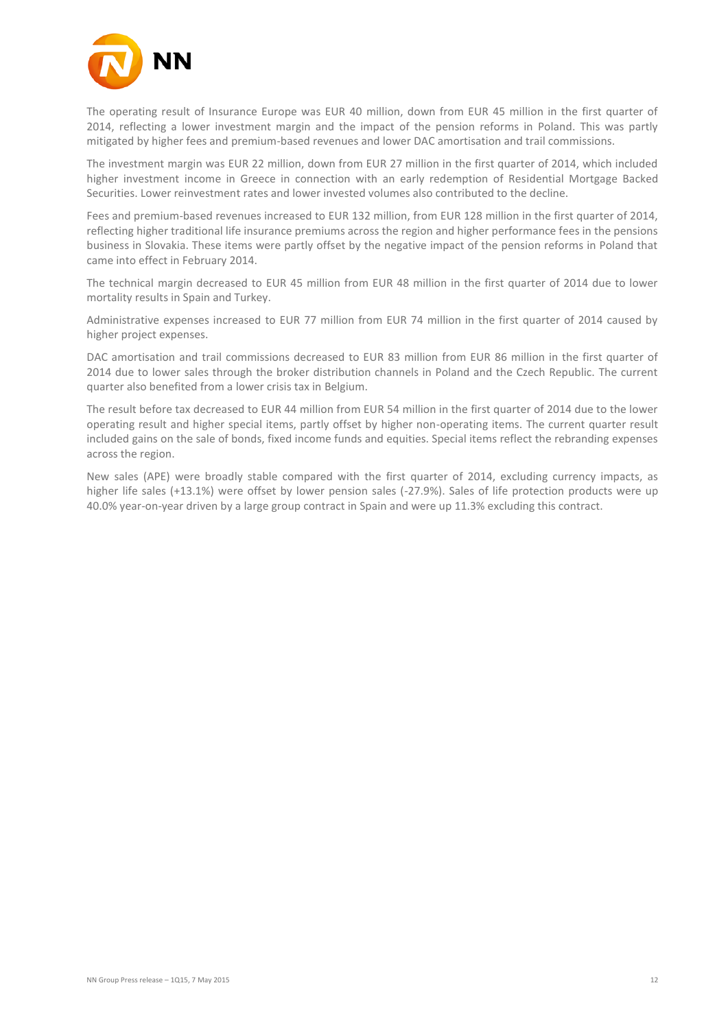The operating result of Insurance Europe was EUR 40 million, down from EUR 45 million in the first quarter of 2014, reflecting a lower investment margin and the impact of the pension reforms in Poland. This was partly mitigated by higher fees and premium-based revenues and lower DAC amortisation and trail commissions.

The investment margin was EUR 22 million, down from EUR 27 million in the first quarter of 2014, which included higher investment income in Greece in connection with an early redemption of Residential Mortgage Backed Securities. Lower reinvestment rates and lower invested volumes also contributed to the decline.

Fees and premium-based revenues increased to EUR 132 million, from EUR 128 million in the first quarter of 2014, reflecting higher traditional life insurance premiums across the region and higher performance fees in the pensions business in Slovakia. These items were partly offset by the negative impact of the pension reforms in Poland that came into effect in February 2014.

The technical margin decreased to EUR 45 million from EUR 48 million in the first quarter of 2014 due to lower mortality results in Spain and Turkey.

Administrative expenses increased to EUR 77 million from EUR 74 million in the first quarter of 2014 caused by higher project expenses.

DAC amortisation and trail commissions decreased to EUR 83 million from EUR 86 million in the first quarter of 2014 due to lower sales through the broker distribution channels in Poland and the Czech Republic. The current quarter also benefited from a lower crisis tax in Belgium.

The result before tax decreased to EUR 44 million from EUR 54 million in the first quarter of 2014 due to the lower operating result and higher special items, partly offset by higher non-operating items. The current quarter result included gains on the sale of bonds, fixed income funds and equities. Special items reflect the rebranding expenses across the region.

New sales (APE) were broadly stable compared with the first quarter of 2014, excluding currency impacts, as higher life sales (+13.1%) were offset by lower pension sales (-27.9%). Sales of life protection products were up 40.0% year-on-year driven by a large group contract in Spain and were up 11.3% excluding this contract.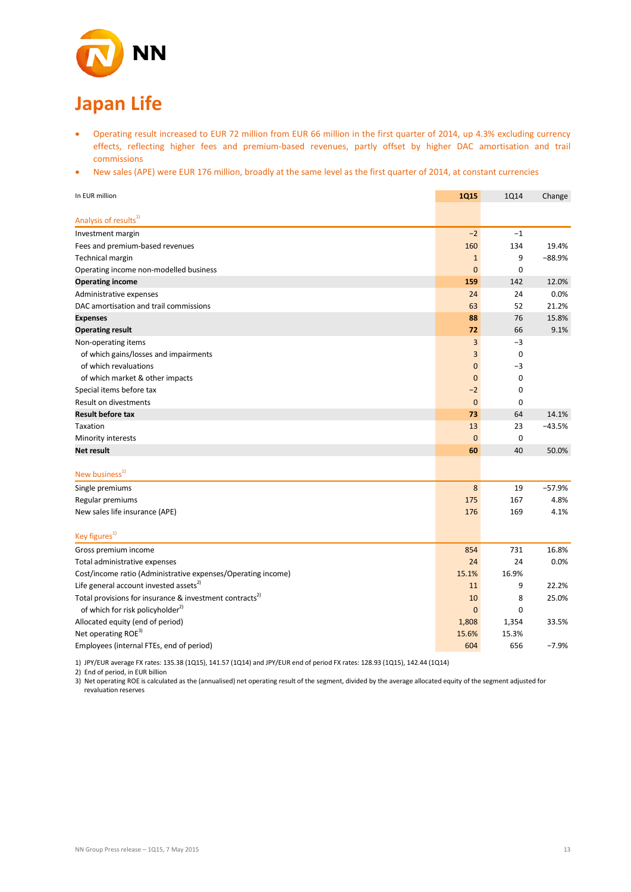# Japan Life

- Operating result increased to EUR 72 million from EUR 66 million in the first quarter of 2014, up 4.3% excluding currency effects, reflecting higher fees and premium-based revenues, partly offset by higher DAC amortisation and trail commissions
- New sales (APE) were EUR 176 million, broadly at the same level as the first quarter of 2014, at constant currencies

| In EUR million | 1Q15 | 1Q14 | Change |
|---|---|---|---|
| **Analysis of results[1]** | | | |
| Investment margin | −2 | −1 | |
| Fees and premium-based revenues | 160 | 134 | 19.4% |
| Technical margin | 1 | 9 | −88.9% |
| Operating income non-modelled business | 0 | 0 | |
| **Operating income** | **159** | 142 | 12.0% |
| Administrative expenses | 24 | 24 | 0.0% |
| DAC amortisation and trail commissions | 63 | 52 | 21.2% |
| **Expenses** | **88** | 76 | 15.8% |
| **Operating result** | **72** | 66 | 9.1% |
| Non-operating items | 3 | −3 | |
| of which gains/losses and impairments | 3 | 0 | |
| of which revaluations | 0 | −3 | |
| of which market & other impacts | 0 | 0 | |
| Special items before tax | −2 | 0 | |
| Result on divestments | 0 | 0 | |
| **Result before tax** | **73** | 64 | 14.1% |
| Taxation | 13 | 23 | −43.5% |
| Minority interests | 0 | 0 | |
| **Net result** | **60** | 40 | 50.0% |
| **New business[1]** | | | |
| Single premiums | 8 | 19 | −57.9% |
| Regular premiums | 175 | 167 | 4.8% |
| New sales life insurance (APE) | 176 | 169 | 4.1% |
| **Key figures[1]** | | | |
| Gross premium income | 854 | 731 | 16.8% |
| Total administrative expenses | 24 | 24 | 0.0% |
| Cost/income ratio (Administrative expenses/Operating income) | 15.1% | 16.9% | |
| Life general account invested assets[2] | 11 | 9 | 22.2% |
| Total provisions for insurance & investment contracts[2] | 10 | 8 | 25.0% |
| of which for risk policyholder[2] | 0 | 0 | |
| Allocated equity (end of period) | 1,808 | 1,354 | 33.5% |
| Net operating ROE[3] | 15.6% | 15.3% | |
| Employees (internal FTEs, end of period) | 604 | 656 | −7.9% |

1) JPY/EUR average FX rates: 135.38 (1Q15), 141.57 (1Q14) and JPY/EUR end of period FX rates: 128.93 (1Q15), 142.44 (1Q14)

2) End of period, in EUR billion

3) Net operating ROE is calculated as the (annualised) net operating result of the segment, divided by the average allocated equity of the segment adjusted for revaluation reserves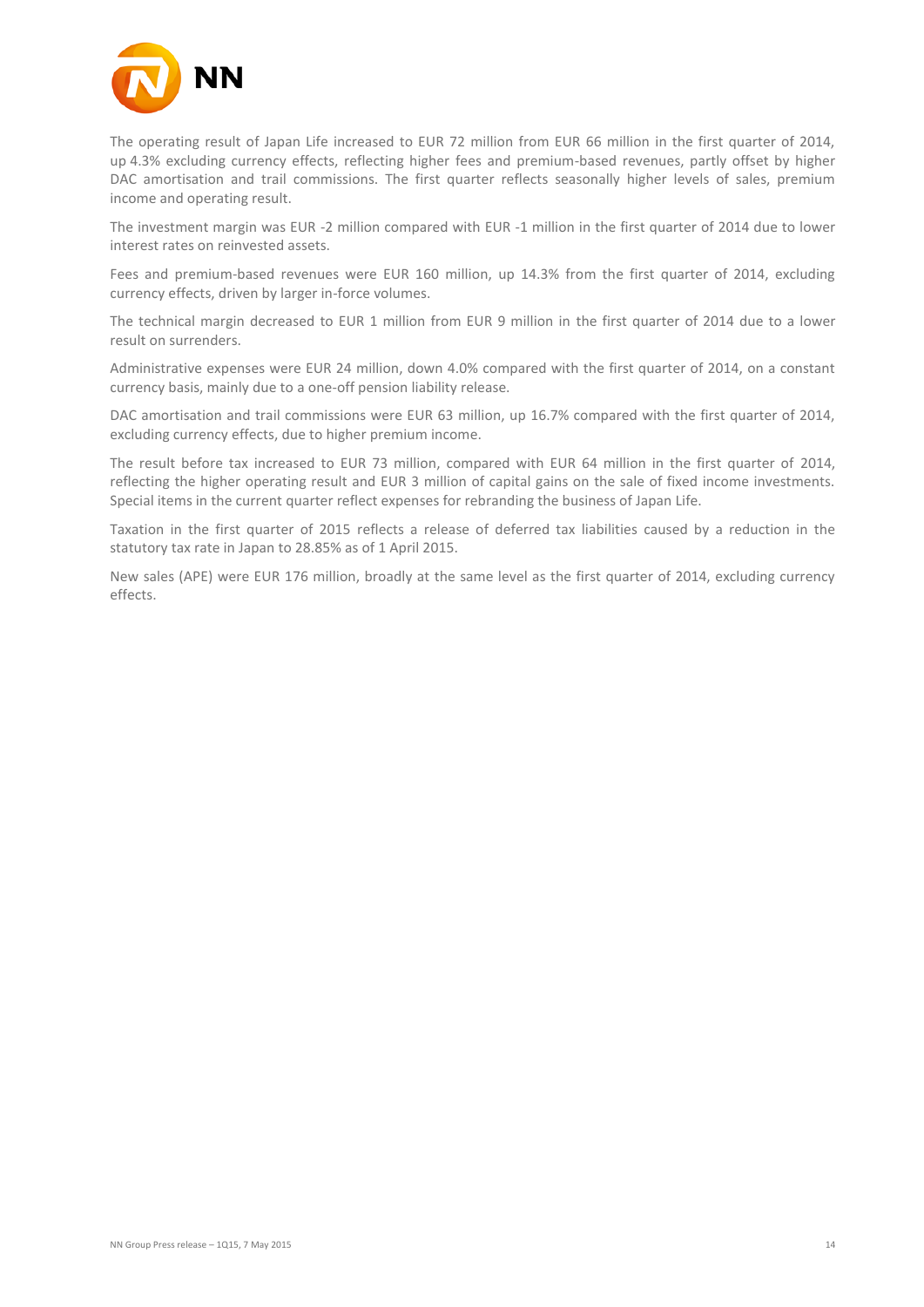The operating result of Japan Life increased to EUR 72 million from EUR 66 million in the first quarter of 2014, up 4.3% excluding currency effects, reflecting higher fees and premium-based revenues, partly offset by higher DAC amortisation and trail commissions. The first quarter reflects seasonally higher levels of sales, premium income and operating result.

The investment margin was EUR -2 million compared with EUR -1 million in the first quarter of 2014 due to lower interest rates on reinvested assets.

Fees and premium-based revenues were EUR 160 million, up 14.3% from the first quarter of 2014, excluding currency effects, driven by larger in-force volumes.

The technical margin decreased to EUR 1 million from EUR 9 million in the first quarter of 2014 due to a lower result on surrenders.

Administrative expenses were EUR 24 million, down 4.0% compared with the first quarter of 2014, on a constant currency basis, mainly due to a one-off pension liability release.

DAC amortisation and trail commissions were EUR 63 million, up 16.7% compared with the first quarter of 2014, excluding currency effects, due to higher premium income.

The result before tax increased to EUR 73 million, compared with EUR 64 million in the first quarter of 2014, reflecting the higher operating result and EUR 3 million of capital gains on the sale of fixed income investments. Special items in the current quarter reflect expenses for rebranding the business of Japan Life.

Taxation in the first quarter of 2015 reflects a release of deferred tax liabilities caused by a reduction in the statutory tax rate in Japan to 28.85% as of 1 April 2015.

New sales (APE) were EUR 176 million, broadly at the same level as the first quarter of 2014, excluding currency effects.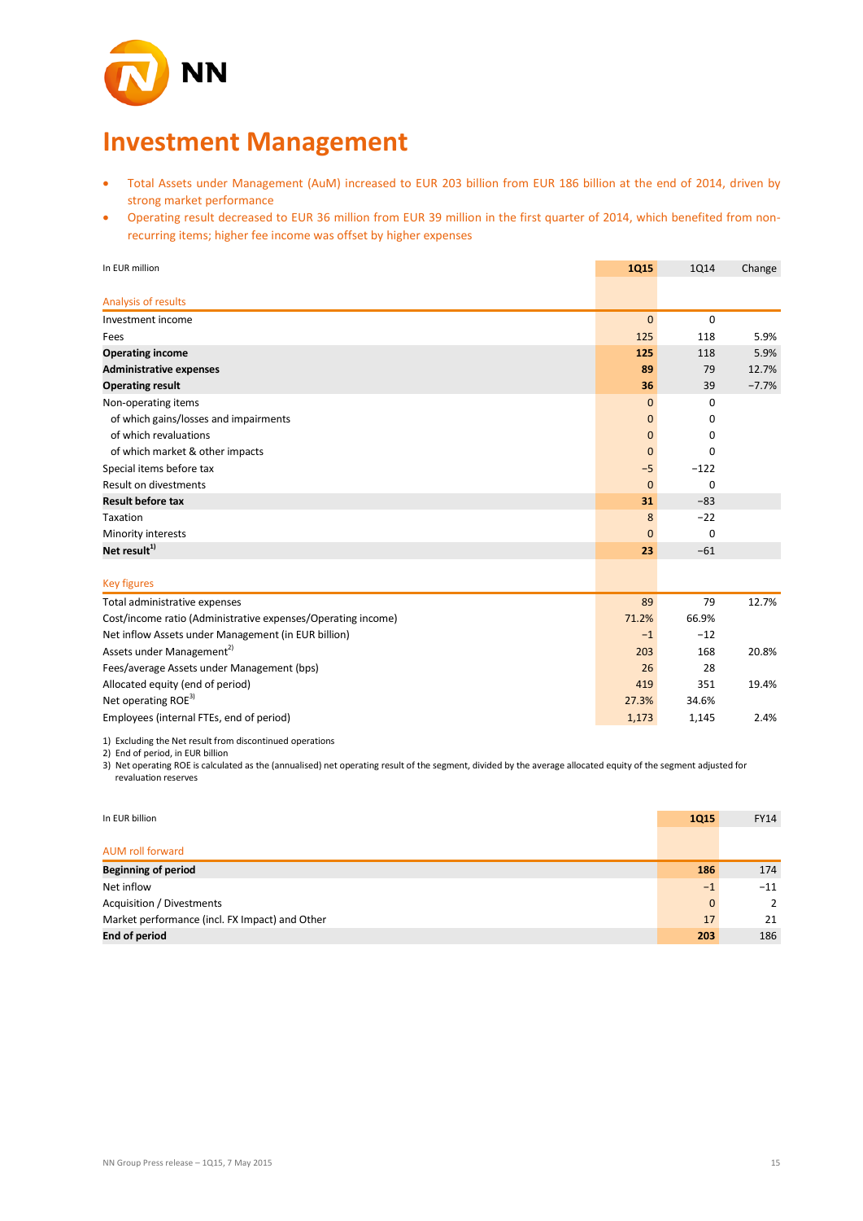# Investment Management

- Total Assets under Management (AuM) increased to EUR 203 billion from EUR 186 billion at the end of 2014, driven by strong market performance
- Operating result decreased to EUR 36 million from EUR 39 million in the first quarter of 2014, which benefited from non-recurring items; higher fee income was offset by higher expenses

| In EUR million | 1Q15 | 1Q14 | Change |
|---|---|---|---|
| **Analysis of results** | | | |
| Investment income | 0 | 0 | |
| Fees | 125 | 118 | 5.9% |
| **Operating income** | **125** | 118 | 5.9% |
| **Administrative expenses** | **89** | 79 | 12.7% |
| **Operating result** | **36** | 39 | −7.7% |
| Non-operating items | 0 | 0 | |
| of which gains/losses and impairments | 0 | 0 | |
| of which revaluations | 0 | 0 | |
| of which market & other impacts | 0 | 0 | |
| Special items before tax | −5 | −122 | |
| Result on divestments | 0 | 0 | |
| **Result before tax** | **31** | −83 | |
| Taxation | 8 | −22 | |
| Minority interests | 0 | 0 | |
| **Net result**[1] | **23** | −61 | |
| **Key figures** | | | |
| Total administrative expenses | 89 | 79 | 12.7% |
| Cost/income ratio (Administrative expenses/Operating income) | 71.2% | 66.9% | |
| Net inflow Assets under Management (in EUR billion) | −1 | −12 | |
| Assets under Management[2] | 203 | 168 | 20.8% |
| Fees/average Assets under Management (bps) | 26 | 28 | |
| Allocated equity (end of period) | 419 | 351 | 19.4% |
| Net operating ROE[3] | 27.3% | 34.6% | |
| Employees (internal FTEs, end of period) | 1,173 | 1,145 | 2.4% |

1) Excluding the Net result from discontinued operations
2) End of period, in EUR billion
3) Net operating ROE is calculated as the (annualised) net operating result of the segment, divided by the average allocated equity of the segment adjusted for revaluation reserves

| In EUR billion | 1Q15 | FY14 |
|---|---|---|
| **AUM roll forward** | | |
| **Beginning of period** | **186** | 174 |
| Net inflow | −1 | −11 |
| Acquisition / Divestments | 0 | 2 |
| Market performance (incl. FX Impact) and Other | 17 | 21 |
| **End of period** | **203** | 186 |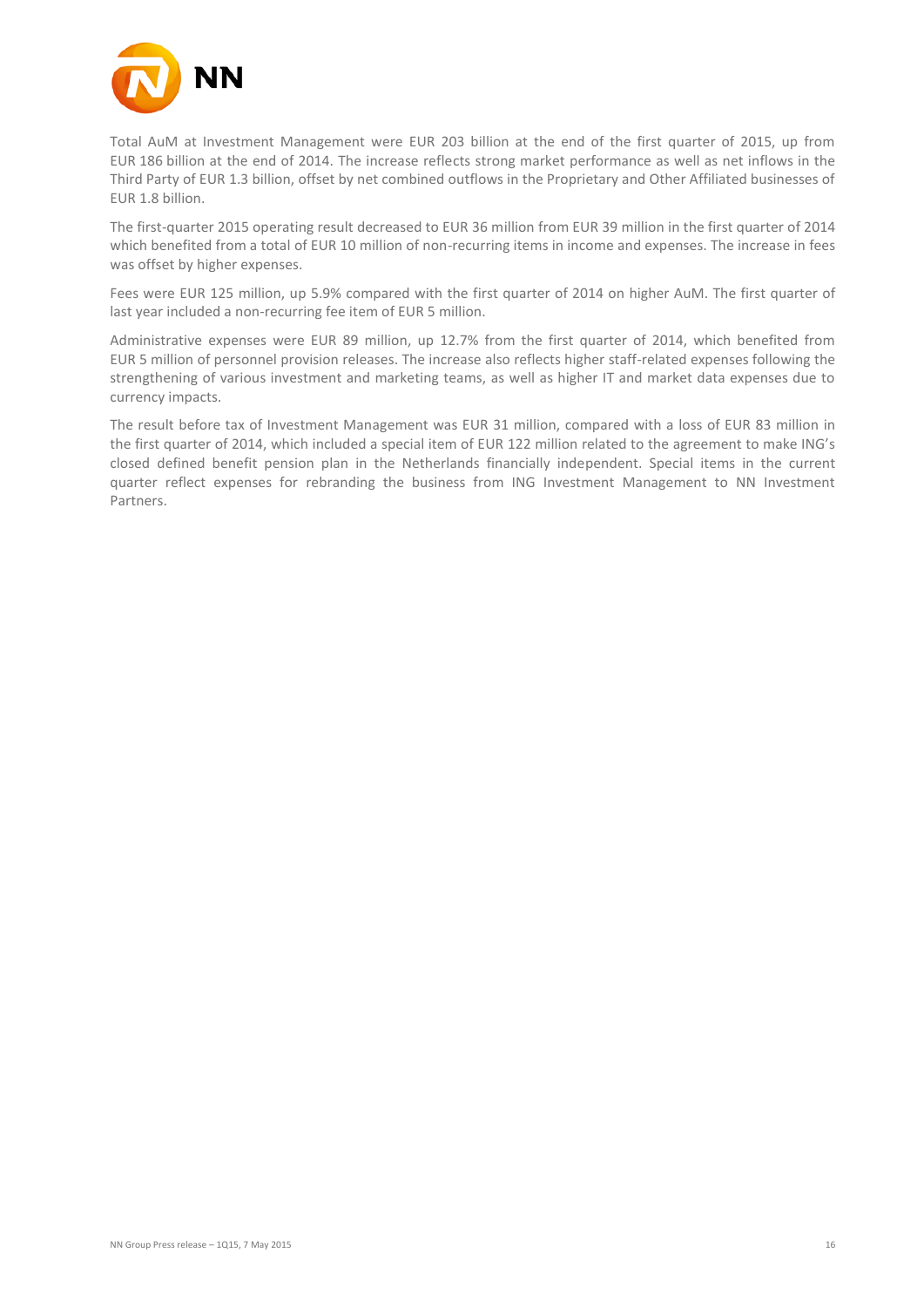Total AuM at Investment Management were EUR 203 billion at the end of the first quarter of 2015, up from EUR 186 billion at the end of 2014. The increase reflects strong market performance as well as net inflows in the Third Party of EUR 1.3 billion, offset by net combined outflows in the Proprietary and Other Affiliated businesses of EUR 1.8 billion.

The first-quarter 2015 operating result decreased to EUR 36 million from EUR 39 million in the first quarter of 2014 which benefited from a total of EUR 10 million of non-recurring items in income and expenses. The increase in fees was offset by higher expenses.

Fees were EUR 125 million, up 5.9% compared with the first quarter of 2014 on higher AuM. The first quarter of last year included a non-recurring fee item of EUR 5 million.

Administrative expenses were EUR 89 million, up 12.7% from the first quarter of 2014, which benefited from EUR 5 million of personnel provision releases. The increase also reflects higher staff-related expenses following the strengthening of various investment and marketing teams, as well as higher IT and market data expenses due to currency impacts.

The result before tax of Investment Management was EUR 31 million, compared with a loss of EUR 83 million in the first quarter of 2014, which included a special item of EUR 122 million related to the agreement to make ING's closed defined benefit pension plan in the Netherlands financially independent. Special items in the current quarter reflect expenses for rebranding the business from ING Investment Management to NN Investment Partners.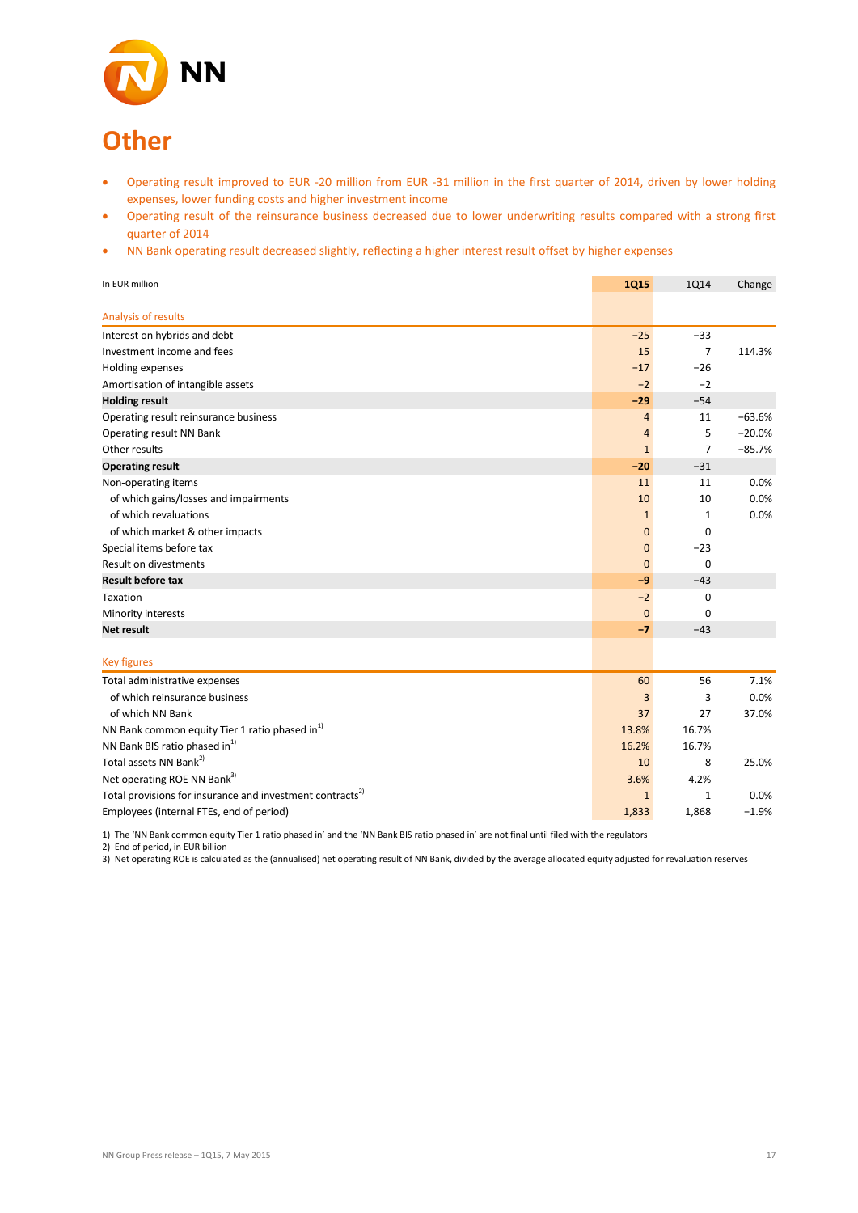# Other

- Operating result improved to EUR -20 million from EUR -31 million in the first quarter of 2014, driven by lower holding expenses, lower funding costs and higher investment income
- Operating result of the reinsurance business decreased due to lower underwriting results compared with a strong first quarter of 2014
- NN Bank operating result decreased slightly, reflecting a higher interest result offset by higher expenses

| In EUR million | 1Q15 | 1Q14 | Change |
|---|---|---|---|
| **Analysis of results** | | | |
| Interest on hybrids and debt | –25 | –33 | |
| Investment income and fees | 15 | 7 | 114.3% |
| Holding expenses | –17 | –26 | |
| Amortisation of intangible assets | –2 | –2 | |
| **Holding result** | **–29** | –54 | |
| Operating result reinsurance business | 4 | 11 | –63.6% |
| Operating result NN Bank | 4 | 5 | –20.0% |
| Other results | 1 | 7 | –85.7% |
| **Operating result** | **–20** | –31 | |
| Non-operating items | 11 | 11 | 0.0% |
| of which gains/losses and impairments | 10 | 10 | 0.0% |
| of which revaluations | 1 | 1 | 0.0% |
| of which market & other impacts | 0 | 0 | |
| Special items before tax | 0 | –23 | |
| Result on divestments | 0 | 0 | |
| **Result before tax** | **–9** | –43 | |
| Taxation | –2 | 0 | |
| Minority interests | 0 | 0 | |
| **Net result** | **–7** | –43 | |
| **Key figures** | | | |
| Total administrative expenses | 60 | 56 | 7.1% |
| of which reinsurance business | 3 | 3 | 0.0% |
| of which NN Bank | 37 | 27 | 37.0% |
| NN Bank common equity Tier 1 ratio phased in[1] | 13.8% | 16.7% | |
| NN Bank BIS ratio phased in[1] | 16.2% | 16.7% | |
| Total assets NN Bank[2] | 10 | 8 | 25.0% |
| Net operating ROE NN Bank[3] | 3.6% | 4.2% | |
| Total provisions for insurance and investment contracts[2] | 1 | 1 | 0.0% |
| Employees (internal FTEs, end of period) | 1,833 | 1,868 | –1.9% |

1) The 'NN Bank common equity Tier 1 ratio phased in' and the 'NN Bank BIS ratio phased in' are not final until filed with the regulators
2) End of period, in EUR billion
3) Net operating ROE is calculated as the (annualised) net operating result of NN Bank, divided by the average allocated equity adjusted for revaluation reserves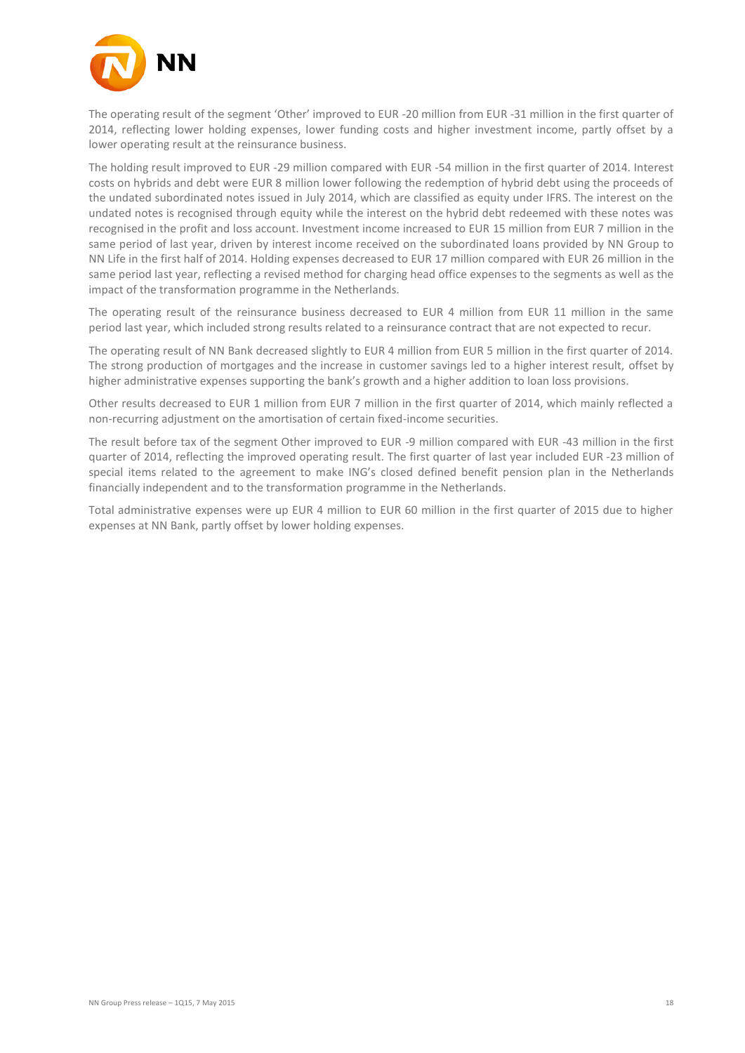The operating result of the segment 'Other' improved to EUR -20 million from EUR -31 million in the first quarter of 2014, reflecting lower holding expenses, lower funding costs and higher investment income, partly offset by a lower operating result at the reinsurance business.

The holding result improved to EUR -29 million compared with EUR -54 million in the first quarter of 2014. Interest costs on hybrids and debt were EUR 8 million lower following the redemption of hybrid debt using the proceeds of the undated subordinated notes issued in July 2014, which are classified as equity under IFRS. The interest on the undated notes is recognised through equity while the interest on the hybrid debt redeemed with these notes was recognised in the profit and loss account. Investment income increased to EUR 15 million from EUR 7 million in the same period of last year, driven by interest income received on the subordinated loans provided by NN Group to NN Life in the first half of 2014. Holding expenses decreased to EUR 17 million compared with EUR 26 million in the same period last year, reflecting a revised method for charging head office expenses to the segments as well as the impact of the transformation programme in the Netherlands.

The operating result of the reinsurance business decreased to EUR 4 million from EUR 11 million in the same period last year, which included strong results related to a reinsurance contract that are not expected to recur.

The operating result of NN Bank decreased slightly to EUR 4 million from EUR 5 million in the first quarter of 2014. The strong production of mortgages and the increase in customer savings led to a higher interest result, offset by higher administrative expenses supporting the bank's growth and a higher addition to loan loss provisions.

Other results decreased to EUR 1 million from EUR 7 million in the first quarter of 2014, which mainly reflected a non-recurring adjustment on the amortisation of certain fixed-income securities.

The result before tax of the segment Other improved to EUR -9 million compared with EUR -43 million in the first quarter of 2014, reflecting the improved operating result. The first quarter of last year included EUR -23 million of special items related to the agreement to make ING's closed defined benefit pension plan in the Netherlands financially independent and to the transformation programme in the Netherlands.

Total administrative expenses were up EUR 4 million to EUR 60 million in the first quarter of 2015 due to higher expenses at NN Bank, partly offset by lower holding expenses.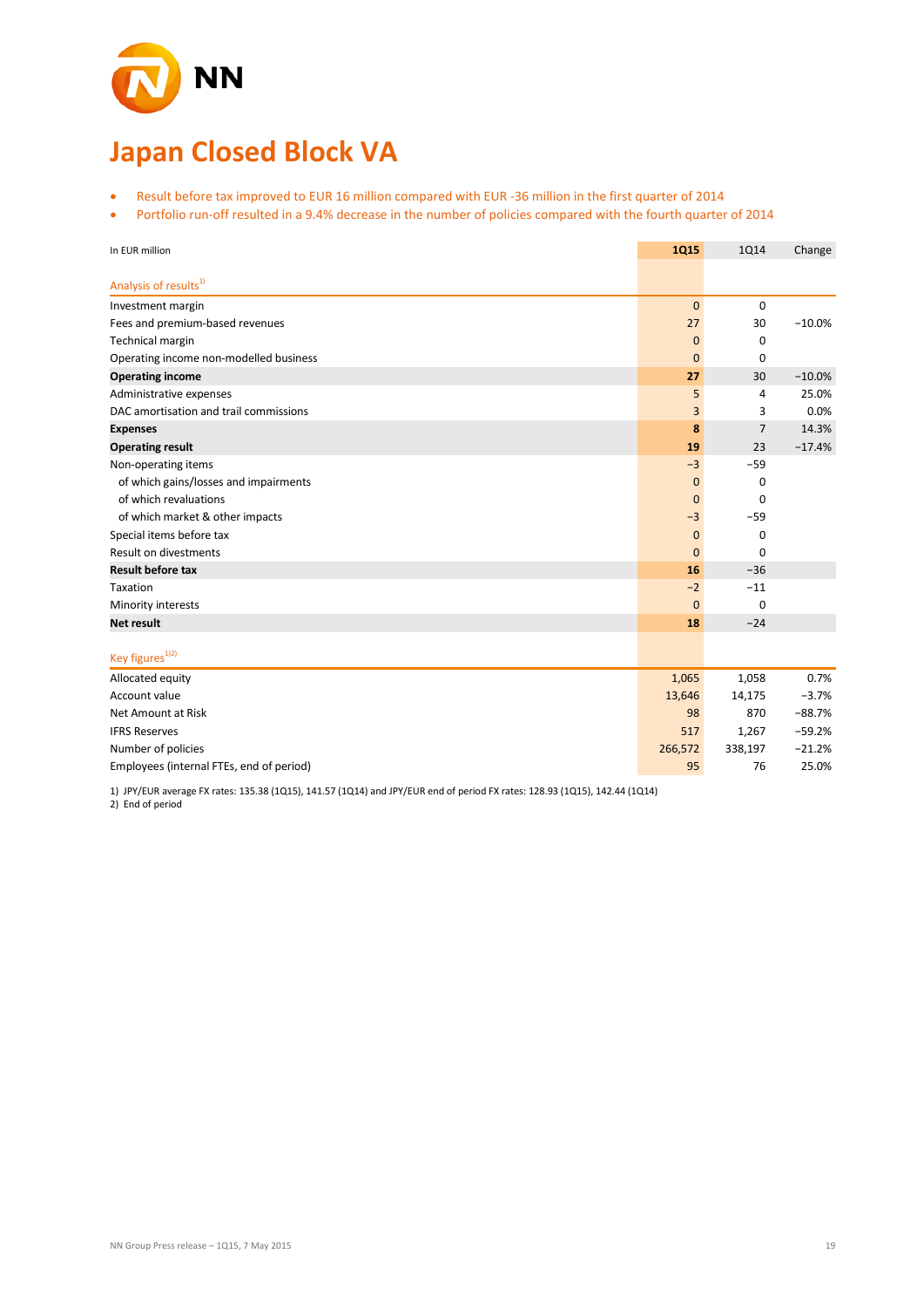# Japan Closed Block VA

- Result before tax improved to EUR 16 million compared with EUR -36 million in the first quarter of 2014
- Portfolio run-off resulted in a 9.4% decrease in the number of policies compared with the fourth quarter of 2014

| In EUR million | 1Q15 | 1Q14 | Change |
|---|---|---|---|
| **Analysis of results[1)]** | | | |
| Investment margin | 0 | 0 | |
| Fees and premium-based revenues | 27 | 30 | −10.0% |
| Technical margin | 0 | 0 | |
| Operating income non-modelled business | 0 | 0 | |
| **Operating income** | **27** | 30 | −10.0% |
| Administrative expenses | 5 | 4 | 25.0% |
| DAC amortisation and trail commissions | 3 | 3 | 0.0% |
| **Expenses** | **8** | 7 | 14.3% |
| **Operating result** | **19** | 23 | −17.4% |
| Non-operating items | −3 | −59 | |
| of which gains/losses and impairments | 0 | 0 | |
| of which revaluations | 0 | 0 | |
| of which market & other impacts | −3 | −59 | |
| Special items before tax | 0 | 0 | |
| Result on divestments | 0 | 0 | |
| **Result before tax** | **16** | −36 | |
| Taxation | −2 | −11 | |
| Minority interests | 0 | 0 | |
| **Net result** | **18** | −24 | |
| **Key figures[1)2)]** | | | |
| Allocated equity | 1,065 | 1,058 | 0.7% |
| Account value | 13,646 | 14,175 | −3.7% |
| Net Amount at Risk | 98 | 870 | −88.7% |
| IFRS Reserves | 517 | 1,267 | −59.2% |
| Number of policies | 266,572 | 338,197 | −21.2% |
| Employees (internal FTEs, end of period) | 95 | 76 | 25.0% |

1) JPY/EUR average FX rates: 135.38 (1Q15), 141.57 (1Q14) and JPY/EUR end of period FX rates: 128.93 (1Q15), 142.44 (1Q14)
2) End of period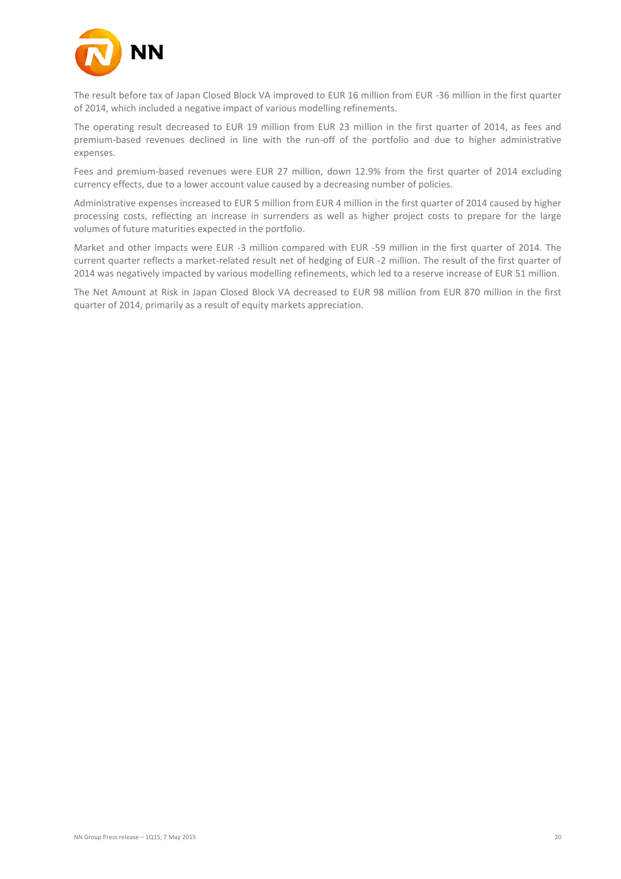The result before tax of Japan Closed Block VA improved to EUR 16 million from EUR -36 million in the first quarter of 2014, which included a negative impact of various modelling refinements.

The operating result decreased to EUR 19 million from EUR 23 million in the first quarter of 2014, as fees and premium-based revenues declined in line with the run-off of the portfolio and due to higher administrative expenses.

Fees and premium-based revenues were EUR 27 million, down 12.9% from the first quarter of 2014 excluding currency effects, due to a lower account value caused by a decreasing number of policies.

Administrative expenses increased to EUR 5 million from EUR 4 million in the first quarter of 2014 caused by higher processing costs, reflecting an increase in surrenders as well as higher project costs to prepare for the large volumes of future maturities expected in the portfolio.

Market and other impacts were EUR -3 million compared with EUR -59 million in the first quarter of 2014. The current quarter reflects a market-related result net of hedging of EUR -2 million. The result of the first quarter of 2014 was negatively impacted by various modelling refinements, which led to a reserve increase of EUR 51 million.

The Net Amount at Risk in Japan Closed Block VA decreased to EUR 98 million from EUR 870 million in the first quarter of 2014, primarily as a result of equity markets appreciation.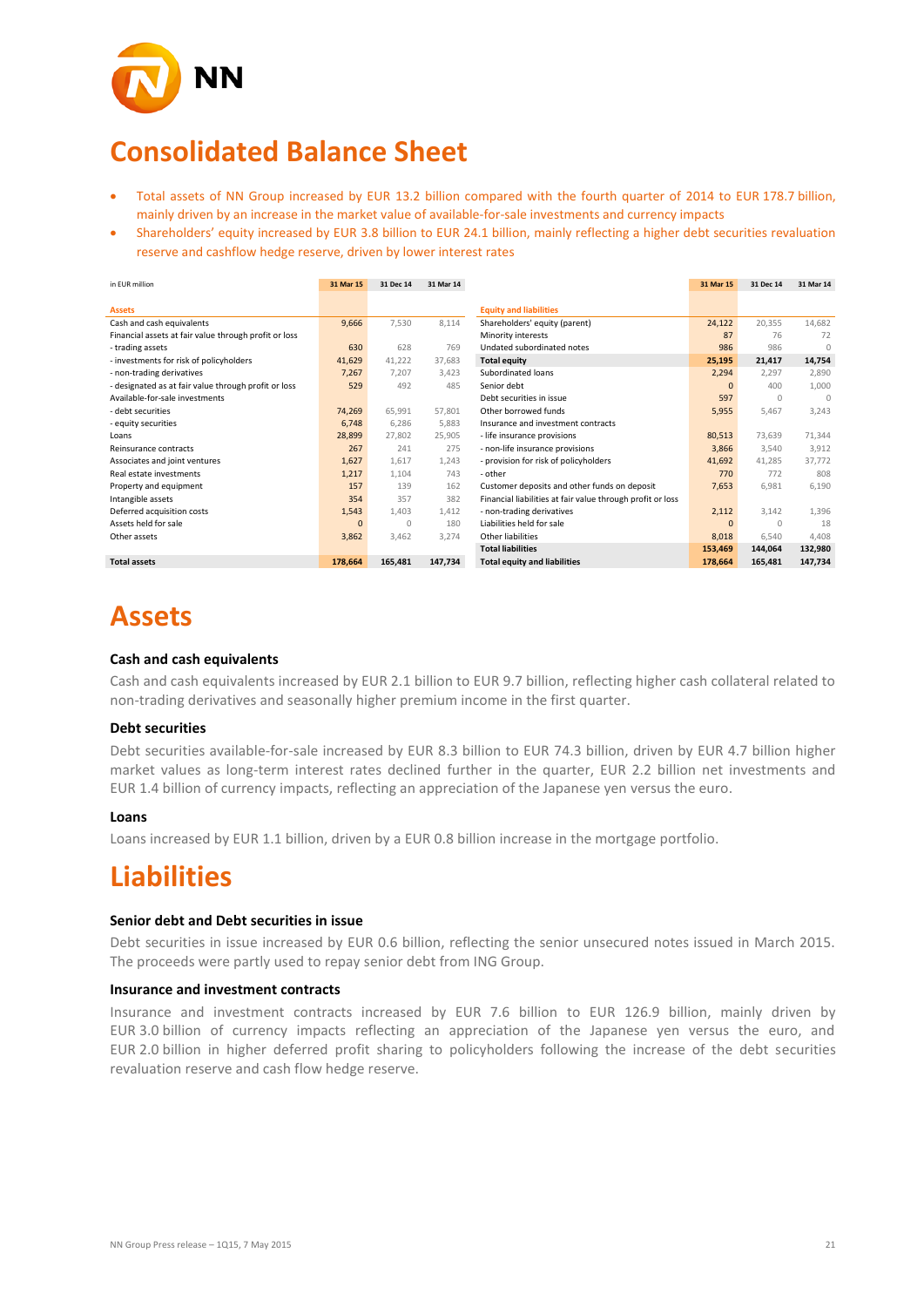# Consolidated Balance Sheet

- Total assets of NN Group increased by EUR 13.2 billion compared with the fourth quarter of 2014 to EUR 178.7 billion, mainly driven by an increase in the market value of available-for-sale investments and currency impacts
- Shareholders' equity increased by EUR 3.8 billion to EUR 24.1 billion, mainly reflecting a higher debt securities revaluation reserve and cashflow hedge reserve, driven by lower interest rates

| in EUR million | 31 Mar 15 | 31 Dec 14 | 31 Mar 14 |
|---|---|---|---|
| **Assets** | | | |
| Cash and cash equivalents | 9,666 | 7,530 | 8,114 |
| Financial assets at fair value through profit or loss | | | |
| - trading assets | 630 | 628 | 769 |
| - investments for risk of policyholders | 41,629 | 41,222 | 37,683 |
| - non-trading derivatives | 7,267 | 7,207 | 3,423 |
| - designated as at fair value through profit or loss | 529 | 492 | 485 |
| Available-for-sale investments | | | |
| - debt securities | 74,269 | 65,991 | 57,801 |
| - equity securities | 6,748 | 6,286 | 5,883 |
| Loans | 28,899 | 27,802 | 25,905 |
| Reinsurance contracts | 267 | 241 | 275 |
| Associates and joint ventures | 1,627 | 1,617 | 1,243 |
| Real estate investments | 1,217 | 1,104 | 743 |
| Property and equipment | 157 | 139 | 162 |
| Intangible assets | 354 | 357 | 382 |
| Deferred acquisition costs | 1,543 | 1,403 | 1,412 |
| Assets held for sale | 0 | 0 | 180 |
| Other assets | 3,862 | 3,462 | 3,274 |
| **Total assets** | **178,664** | **165,481** | **147,734** |

| in EUR million | 31 Mar 15 | 31 Dec 14 | 31 Mar 14 |
|---|---|---|---|
| **Equity and liabilities** | | | |
| Shareholders' equity (parent) | 24,122 | 20,355 | 14,682 |
| Minority interests | 87 | 76 | 72 |
| Undated subordinated notes | 986 | 986 | 0 |
| **Total equity** | **25,195** | **21,417** | **14,754** |
| Subordinated loans | 2,294 | 2,297 | 2,890 |
| Senior debt | 0 | 400 | 1,000 |
| Debt securities in issue | 597 | 0 | 0 |
| Other borrowed funds | 5,955 | 5,467 | 3,243 |
| Insurance and investment contracts | | | |
| - life insurance provisions | 80,513 | 73,639 | 71,344 |
| - non-life insurance provisions | 3,866 | 3,540 | 3,912 |
| - provision for risk of policyholders | 41,692 | 41,285 | 37,772 |
| - other | 770 | 772 | 808 |
| Customer deposits and other funds on deposit | 7,653 | 6,981 | 6,190 |
| Financial liabilities at fair value through profit or loss | | | |
| - non-trading derivatives | 2,112 | 3,142 | 1,396 |
| Liabilities held for sale | 0 | 0 | 18 |
| Other liabilities | 8,018 | 6,540 | 4,408 |
| **Total liabilities** | **153,469** | **144,064** | **132,980** |
| **Total equity and liabilities** | **178,664** | **165,481** | **147,734** |

# Assets

### Cash and cash equivalents

Cash and cash equivalents increased by EUR 2.1 billion to EUR 9.7 billion, reflecting higher cash collateral related to non-trading derivatives and seasonally higher premium income in the first quarter.

### Debt securities

Debt securities available-for-sale increased by EUR 8.3 billion to EUR 74.3 billion, driven by EUR 4.7 billion higher market values as long-term interest rates declined further in the quarter, EUR 2.2 billion net investments and EUR 1.4 billion of currency impacts, reflecting an appreciation of the Japanese yen versus the euro.

### Loans

Loans increased by EUR 1.1 billion, driven by a EUR 0.8 billion increase in the mortgage portfolio.

# Liabilities

### Senior debt and Debt securities in issue

Debt securities in issue increased by EUR 0.6 billion, reflecting the senior unsecured notes issued in March 2015. The proceeds were partly used to repay senior debt from ING Group.

### Insurance and investment contracts

Insurance and investment contracts increased by EUR 7.6 billion to EUR 126.9 billion, mainly driven by EUR 3.0 billion of currency impacts reflecting an appreciation of the Japanese yen versus the euro, and EUR 2.0 billion in higher deferred profit sharing to policyholders following the increase of the debt securities revaluation reserve and cash flow hedge reserve.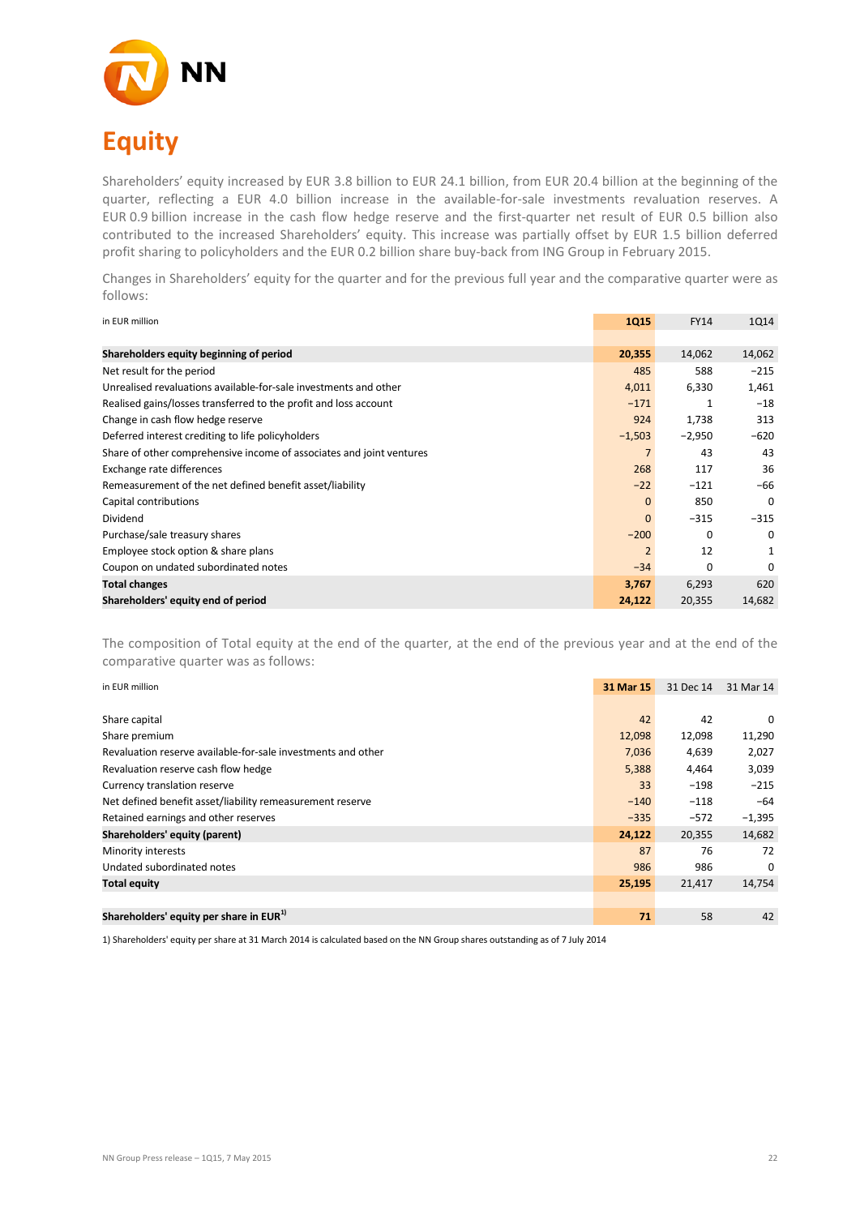# Equity

Shareholders' equity increased by EUR 3.8 billion to EUR 24.1 billion, from EUR 20.4 billion at the beginning of the quarter, reflecting a EUR 4.0 billion increase in the available-for-sale investments revaluation reserves. A EUR 0.9 billion increase in the cash flow hedge reserve and the first-quarter net result of EUR 0.5 billion also contributed to the increased Shareholders' equity. This increase was partially offset by EUR 1.5 billion deferred profit sharing to policyholders and the EUR 0.2 billion share buy-back from ING Group in February 2015.

Changes in Shareholders' equity for the quarter and for the previous full year and the comparative quarter were as follows:

| in EUR million | 1Q15 | FY14 | 1Q14 |
|---|---|---|---|
| **Shareholders equity beginning of period** | **20,355** | 14,062 | 14,062 |
| Net result for the period | 485 | 588 | −215 |
| Unrealised revaluations available-for-sale investments and other | 4,011 | 6,330 | 1,461 |
| Realised gains/losses transferred to the profit and loss account | −171 | 1 | −18 |
| Change in cash flow hedge reserve | 924 | 1,738 | 313 |
| Deferred interest crediting to life policyholders | −1,503 | −2,950 | −620 |
| Share of other comprehensive income of associates and joint ventures | 7 | 43 | 43 |
| Exchange rate differences | 268 | 117 | 36 |
| Remeasurement of the net defined benefit asset/liability | −22 | −121 | −66 |
| Capital contributions | 0 | 850 | 0 |
| Dividend | 0 | −315 | −315 |
| Purchase/sale treasury shares | −200 | 0 | 0 |
| Employee stock option & share plans | 2 | 12 | 1 |
| Coupon on undated subordinated notes | −34 | 0 | 0 |
| **Total changes** | **3,767** | 6,293 | 620 |
| **Shareholders' equity end of period** | **24,122** | 20,355 | 14,682 |

The composition of Total equity at the end of the quarter, at the end of the previous year and at the end of the comparative quarter was as follows:

| in EUR million | 31 Mar 15 | 31 Dec 14 | 31 Mar 14 |
|---|---|---|---|
| Share capital | 42 | 42 | 0 |
| Share premium | 12,098 | 12,098 | 11,290 |
| Revaluation reserve available-for-sale investments and other | 7,036 | 4,639 | 2,027 |
| Revaluation reserve cash flow hedge | 5,388 | 4,464 | 3,039 |
| Currency translation reserve | 33 | −198 | −215 |
| Net defined benefit asset/liability remeasurement reserve | −140 | −118 | −64 |
| Retained earnings and other reserves | −335 | −572 | −1,395 |
| **Shareholders' equity (parent)** | **24,122** | 20,355 | 14,682 |
| Minority interests | 87 | 76 | 72 |
| Undated subordinated notes | 986 | 986 | 0 |
| **Total equity** | **25,195** | 21,417 | 14,754 |
| | | | |
| **Shareholders' equity per share in EUR[1]** | **71** | 58 | 42 |

1) Shareholders' equity per share at 31 March 2014 is calculated based on the NN Group shares outstanding as of 7 July 2014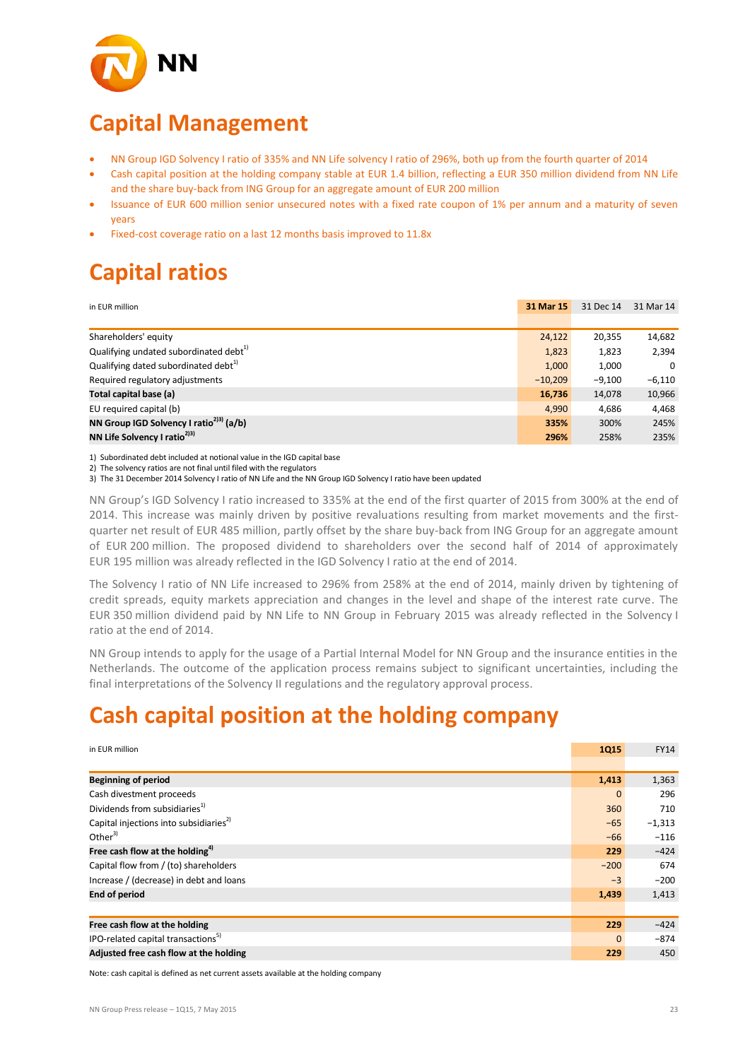# Capital Management

- NN Group IGD Solvency I ratio of 335% and NN Life solvency I ratio of 296%, both up from the fourth quarter of 2014
- Cash capital position at the holding company stable at EUR 1.4 billion, reflecting a EUR 350 million dividend from NN Life and the share buy-back from ING Group for an aggregate amount of EUR 200 million
- Issuance of EUR 600 million senior unsecured notes with a fixed rate coupon of 1% per annum and a maturity of seven years
- Fixed-cost coverage ratio on a last 12 months basis improved to 11.8x

# Capital ratios

| in EUR million | 31 Mar 15 | 31 Dec 14 | 31 Mar 14 |
|---|---|---|---|
| Shareholders' equity | 24,122 | 20,355 | 14,682 |
| Qualifying undated subordinated debt[1] | 1,823 | 1,823 | 2,394 |
| Qualifying dated subordinated debt[1] | 1,000 | 1,000 | 0 |
| Required regulatory adjustments | −10,209 | −9,100 | −6,110 |
| **Total capital base (a)** | **16,736** | 14,078 | 10,966 |
| EU required capital (b) | 4,990 | 4,686 | 4,468 |
| **NN Group IGD Solvency I ratio[2)3)] (a/b)** | **335%** | 300% | 245% |
| **NN Life Solvency I ratio[2)3)]** | **296%** | 258% | 235% |

1) Subordinated debt included at notional value in the IGD capital base
2) The solvency ratios are not final until filed with the regulators
3) The 31 December 2014 Solvency I ratio of NN Life and the NN Group IGD Solvency I ratio have been updated

NN Group's IGD Solvency I ratio increased to 335% at the end of the first quarter of 2015 from 300% at the end of 2014. This increase was mainly driven by positive revaluations resulting from market movements and the first-quarter net result of EUR 485 million, partly offset by the share buy-back from ING Group for an aggregate amount of EUR 200 million. The proposed dividend to shareholders over the second half of 2014 of approximately EUR 195 million was already reflected in the IGD Solvency I ratio at the end of 2014.

The Solvency I ratio of NN Life increased to 296% from 258% at the end of 2014, mainly driven by tightening of credit spreads, equity markets appreciation and changes in the level and shape of the interest rate curve. The EUR 350 million dividend paid by NN Life to NN Group in February 2015 was already reflected in the Solvency I ratio at the end of 2014.

NN Group intends to apply for the usage of a Partial Internal Model for NN Group and the insurance entities in the Netherlands. The outcome of the application process remains subject to significant uncertainties, including the final interpretations of the Solvency II regulations and the regulatory approval process.

# Cash capital position at the holding company

| in EUR million | 1Q15 | FY14 |
|---|---|---|
| **Beginning of period** | **1,413** | 1,363 |
| Cash divestment proceeds | 0 | 296 |
| Dividends from subsidiaries[1] | 360 | 710 |
| Capital injections into subsidiaries[2] | −65 | −1,313 |
| Other[3] | −66 | −116 |
| **Free cash flow at the holding[4]** | **229** | −424 |
| Capital flow from / (to) shareholders | −200 | 674 |
| Increase / (decrease) in debt and loans | −3 | −200 |
| **End of period** | **1,439** | 1,413 |
| | | |
| **Free cash flow at the holding** | **229** | −424 |
| IPO-related capital transactions[5] | 0 | −874 |
| **Adjusted free cash flow at the holding** | **229** | 450 |

Note: cash capital is defined as net current assets available at the holding company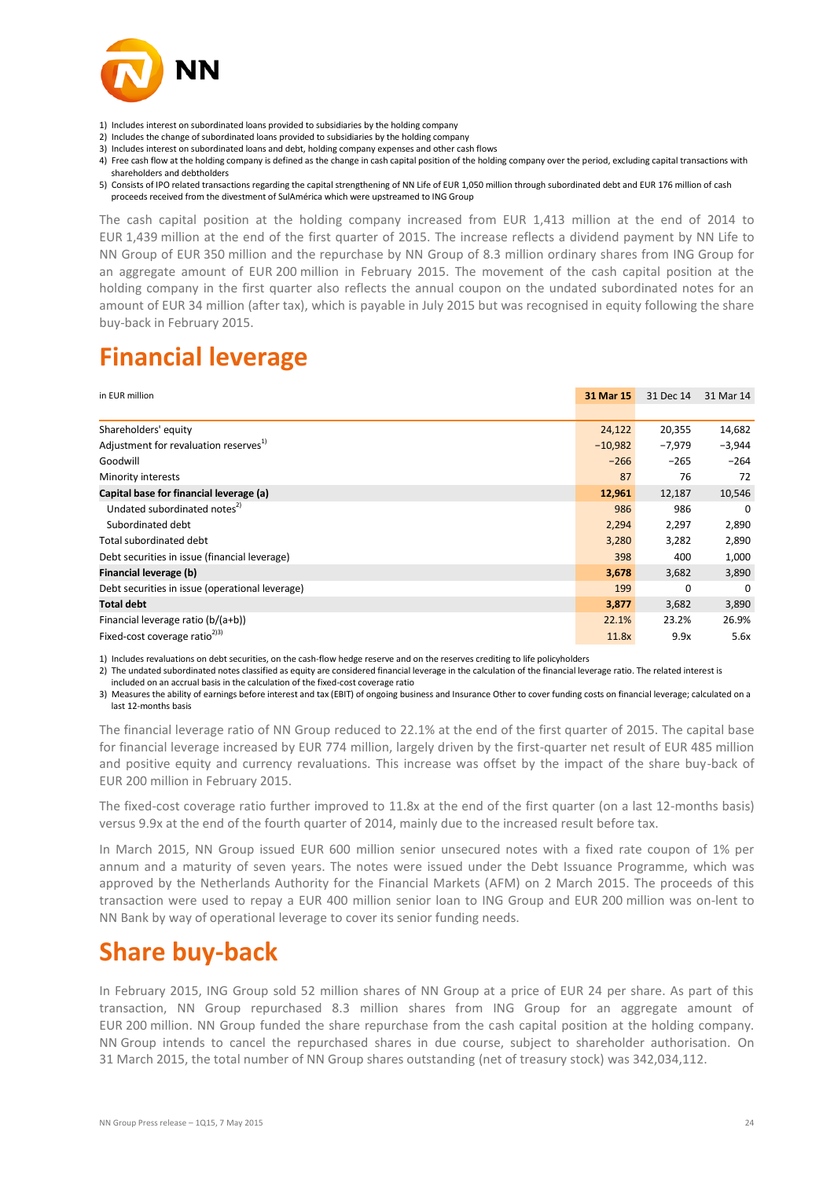1) Includes interest on subordinated loans provided to subsidiaries by the holding company
2) Includes the change of subordinated loans provided to subsidiaries by the holding company
3) Includes interest on subordinated loans and debt, holding company expenses and other cash flows
4) Free cash flow at the holding company is defined as the change in cash capital position of the holding company over the period, excluding capital transactions with shareholders and debtholders
5) Consists of IPO related transactions regarding the capital strengthening of NN Life of EUR 1,050 million through subordinated debt and EUR 176 million of cash proceeds received from the divestment of SulAmérica which were upstreamed to ING Group

The cash capital position at the holding company increased from EUR 1,413 million at the end of 2014 to EUR 1,439 million at the end of the first quarter of 2015. The increase reflects a dividend payment by NN Life to NN Group of EUR 350 million and the repurchase by NN Group of 8.3 million ordinary shares from ING Group for an aggregate amount of EUR 200 million in February 2015. The movement of the cash capital position at the holding company in the first quarter also reflects the annual coupon on the undated subordinated notes for an amount of EUR 34 million (after tax), which is payable in July 2015 but was recognised in equity following the share buy-back in February 2015.

# Financial leverage

| in EUR million | 31 Mar 15 | 31 Dec 14 | 31 Mar 14 |
|---|---|---|---|
| Shareholders' equity | 24,122 | 20,355 | 14,682 |
| Adjustment for revaluation reserves[1] | −10,982 | −7,979 | −3,944 |
| Goodwill | −266 | −265 | −264 |
| Minority interests | 87 | 76 | 72 |
| **Capital base for financial leverage (a)** | **12,961** | 12,187 | 10,546 |
| Undated subordinated notes[2] | 986 | 986 | 0 |
| Subordinated debt | 2,294 | 2,297 | 2,890 |
| Total subordinated debt | 3,280 | 3,282 | 2,890 |
| Debt securities in issue (financial leverage) | 398 | 400 | 1,000 |
| **Financial leverage (b)** | **3,678** | 3,682 | 3,890 |
| Debt securities in issue (operational leverage) | 199 | 0 | 0 |
| **Total debt** | **3,877** | 3,682 | 3,890 |
| Financial leverage ratio (b/(a+b)) | 22.1% | 23.2% | 26.9% |
| Fixed-cost coverage ratio[2)3)] | 11.8x | 9.9x | 5.6x |

1) Includes revaluations on debt securities, on the cash-flow hedge reserve and on the reserves crediting to life policyholders
2) The undated subordinated notes classified as equity are considered financial leverage in the calculation of the financial leverage ratio. The related interest is included on an accrual basis in the calculation of the fixed-cost coverage ratio
3) Measures the ability of earnings before interest and tax (EBIT) of ongoing business and Insurance Other to cover funding costs on financial leverage; calculated on a last 12-months basis

The financial leverage ratio of NN Group reduced to 22.1% at the end of the first quarter of 2015. The capital base for financial leverage increased by EUR 774 million, largely driven by the first-quarter net result of EUR 485 million and positive equity and currency revaluations. This increase was offset by the impact of the share buy-back of EUR 200 million in February 2015.

The fixed-cost coverage ratio further improved to 11.8x at the end of the first quarter (on a last 12-months basis) versus 9.9x at the end of the fourth quarter of 2014, mainly due to the increased result before tax.

In March 2015, NN Group issued EUR 600 million senior unsecured notes with a fixed rate coupon of 1% per annum and a maturity of seven years. The notes were issued under the Debt Issuance Programme, which was approved by the Netherlands Authority for the Financial Markets (AFM) on 2 March 2015. The proceeds of this transaction were used to repay a EUR 400 million senior loan to ING Group and EUR 200 million was on-lent to NN Bank by way of operational leverage to cover its senior funding needs.

# Share buy-back

In February 2015, ING Group sold 52 million shares of NN Group at a price of EUR 24 per share. As part of this transaction, NN Group repurchased 8.3 million shares from ING Group for an aggregate amount of EUR 200 million. NN Group funded the share repurchase from the cash capital position at the holding company. NN Group intends to cancel the repurchased shares in due course, subject to shareholder authorisation. On 31 March 2015, the total number of NN Group shares outstanding (net of treasury stock) was 342,034,112.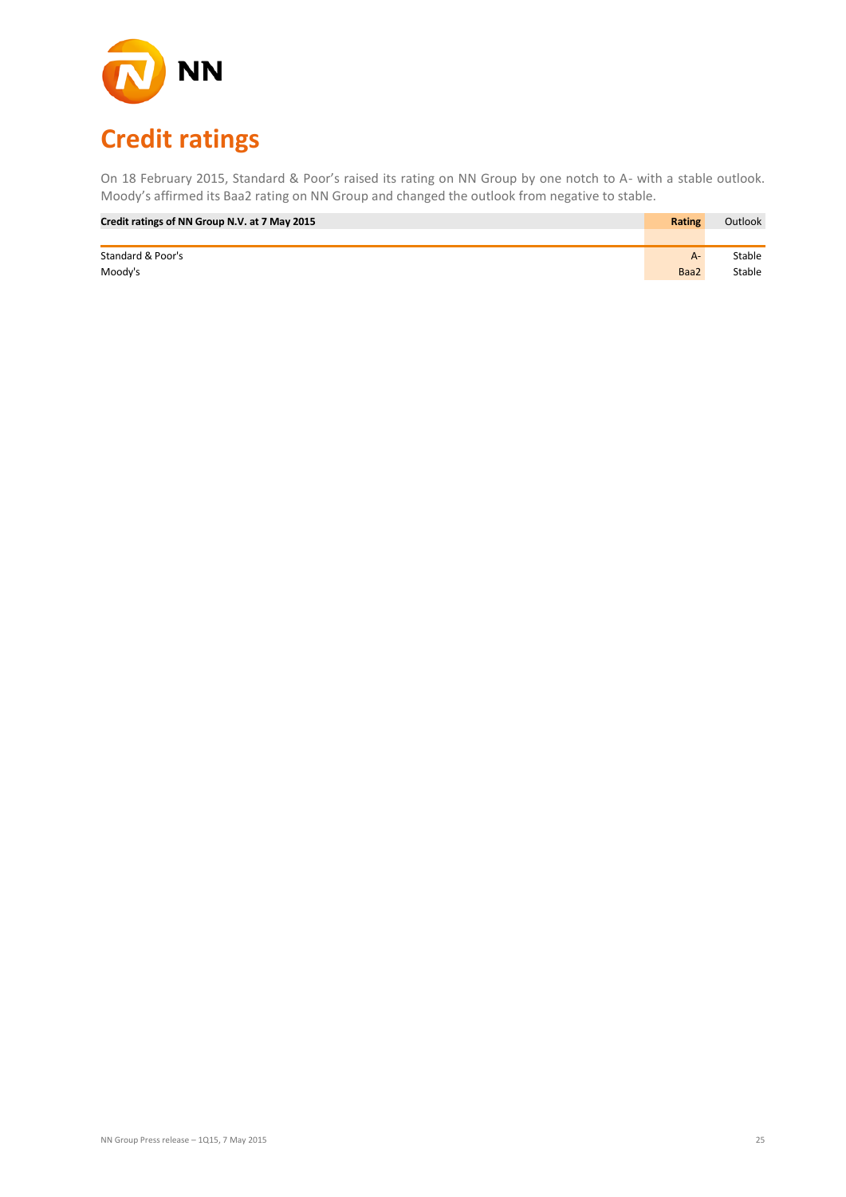# Credit ratings

On 18 February 2015, Standard & Poor's raised its rating on NN Group by one notch to A- with a stable outlook. Moody's affirmed its Baa2 rating on NN Group and changed the outlook from negative to stable.

| Credit ratings of NN Group N.V. at 7 May 2015 | Rating | Outlook |
|---|---|---|
| Standard & Poor's | A- | Stable |
| Moody's | Baa2 | Stable |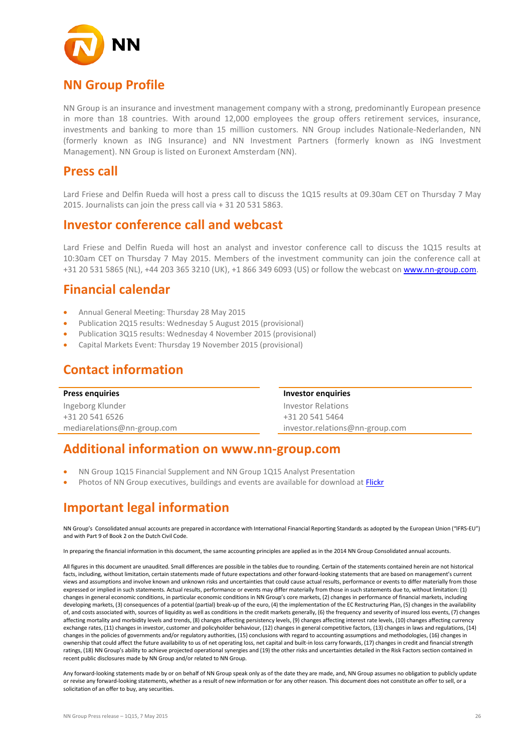## NN Group Profile

NN Group is an insurance and investment management company with a strong, predominantly European presence in more than 18 countries. With around 12,000 employees the group offers retirement services, insurance, investments and banking to more than 15 million customers. NN Group includes Nationale-Nederlanden, NN (formerly known as ING Insurance) and NN Investment Partners (formerly known as ING Investment Management). NN Group is listed on Euronext Amsterdam (NN).

## Press call

Lard Friese and Delfin Rueda will host a press call to discuss the 1Q15 results at 09.30am CET on Thursday 7 May 2015. Journalists can join the press call via + 31 20 531 5863.

## Investor conference call and webcast

Lard Friese and Delfin Rueda will host an analyst and investor conference call to discuss the 1Q15 results at 10:30am CET on Thursday 7 May 2015. Members of the investment community can join the conference call at +31 20 531 5865 (NL), +44 203 365 3210 (UK), +1 866 349 6093 (US) or follow the webcast on www.nn-group.com.

## Financial calendar

- Annual General Meeting: Thursday 28 May 2015
- Publication 2Q15 results: Wednesday 5 August 2015 (provisional)
- Publication 3Q15 results: Wednesday 4 November 2015 (provisional)
- Capital Markets Event: Thursday 19 November 2015 (provisional)

## Contact information

| Press enquiries | Investor enquiries |
|---|---|
| Ingeborg Klunder | Investor Relations |
| +31 20 541 6526 | +31 20 541 5464 |
| mediarelations@nn-group.com | investor.relations@nn-group.com |

## Additional information on www.nn-group.com

- NN Group 1Q15 Financial Supplement and NN Group 1Q15 Analyst Presentation
- Photos of NN Group executives, buildings and events are available for download at Flickr

## Important legal information

NN Group's Consolidated annual accounts are prepared in accordance with International Financial Reporting Standards as adopted by the European Union ("IFRS-EU") and with Part 9 of Book 2 on the Dutch Civil Code.

In preparing the financial information in this document, the same accounting principles are applied as in the 2014 NN Group Consolidated annual accounts.

All figures in this document are unaudited. Small differences are possible in the tables due to rounding. Certain of the statements contained herein are not historical facts, including, without limitation, certain statements made of future expectations and other forward-looking statements that are based on management's current views and assumptions and involve known and unknown risks and uncertainties that could cause actual results, performance or events to differ materially from those expressed or implied in such statements. Actual results, performance or events may differ materially from those in such statements due to, without limitation: (1) changes in general economic conditions, in particular economic conditions in NN Group's core markets, (2) changes in performance of financial markets, including developing markets, (3) consequences of a potential (partial) break-up of the euro, (4) the implementation of the EC Restructuring Plan, (5) changes in the availability of, and costs associated with, sources of liquidity as well as conditions in the credit markets generally, (6) the frequency and severity of insured loss events, (7) changes affecting mortality and morbidity levels and trends, (8) changes affecting persistency levels, (9) changes affecting interest rate levels, (10) changes affecting currency exchange rates, (11) changes in investor, customer and policyholder behaviour, (12) changes in general competitive factors, (13) changes in laws and regulations, (14) changes in the policies of governments and/or regulatory authorities, (15) conclusions with regard to accounting assumptions and methodologies, (16) changes in ownership that could affect the future availability to us of net operating loss, net capital and built-in loss carry forwards, (17) changes in credit and financial strength ratings, (18) NN Group's ability to achieve projected operational synergies and (19) the other risks and uncertainties detailed in the Risk Factors section contained in recent public disclosures made by NN Group and/or related to NN Group.

Any forward-looking statements made by or on behalf of NN Group speak only as of the date they are made, and, NN Group assumes no obligation to publicly update or revise any forward-looking statements, whether as a result of new information or for any other reason. This document does not constitute an offer to sell, or a solicitation of an offer to buy, any securities.